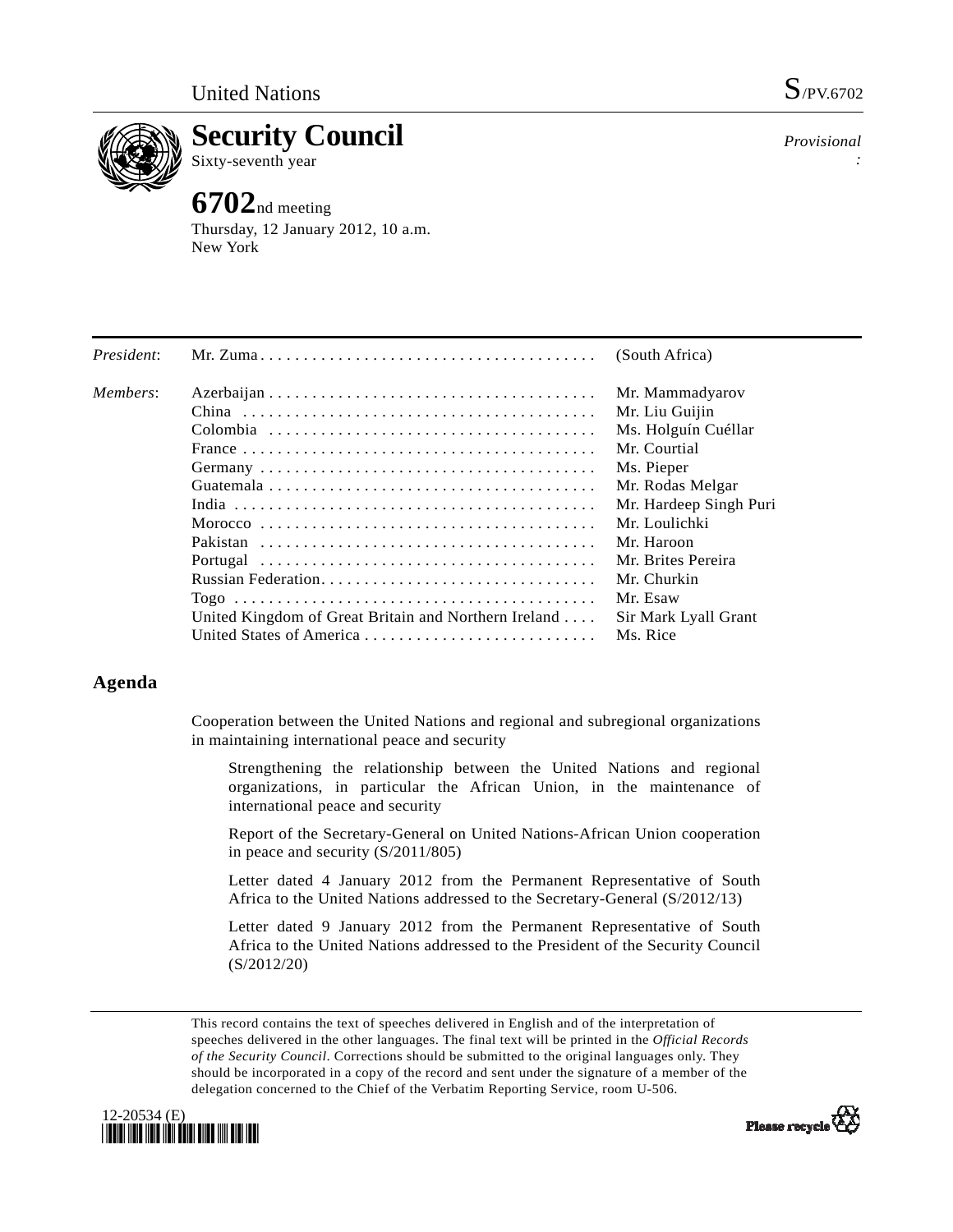United Nations

S/PV.6702

# Security Council

Sixty-seventh year

*Provisional*

## 6702nd meeting

Thursday, 12 January 2012, 10 a.m.
New York

| | | |
|---|---|---|
| *President*: | Mr. Zuma | (South Africa) |
| *Members*: | Azerbaijan | Mr. Mammadyarov |
| | China | Mr. Liu Guijin |
| | Colombia | Ms. Holguín Cuéllar |
| | France | Mr. Courtial |
| | Germany | Ms. Pieper |
| | Guatemala | Mr. Rodas Melgar |
| | India | Mr. Hardeep Singh Puri |
| | Morocco | Mr. Loulichki |
| | Pakistan | Mr. Haroon |
| | Portugal | Mr. Brites Pereira |
| | Russian Federation | Mr. Churkin |
| | Togo | Mr. Esaw |
| | United Kingdom of Great Britain and Northern Ireland | Sir Mark Lyall Grant |
| | United States of America | Ms. Rice |

## Agenda

Cooperation between the United Nations and regional and subregional organizations in maintaining international peace and security

Strengthening the relationship between the United Nations and regional organizations, in particular the African Union, in the maintenance of international peace and security

Report of the Secretary-General on United Nations-African Union cooperation in peace and security (S/2011/805)

Letter dated 4 January 2012 from the Permanent Representative of South Africa to the United Nations addressed to the Secretary-General (S/2012/13)

Letter dated 9 January 2012 from the Permanent Representative of South Africa to the United Nations addressed to the President of the Security Council (S/2012/20)

This record contains the text of speeches delivered in English and of the interpretation of speeches delivered in the other languages. The final text will be printed in the *Official Records of the Security Council*. Corrections should be submitted to the original languages only. They should be incorporated in a copy of the record and sent under the signature of a member of the delegation concerned to the Chief of the Verbatim Reporting Service, room U-506.

12-20534 (E)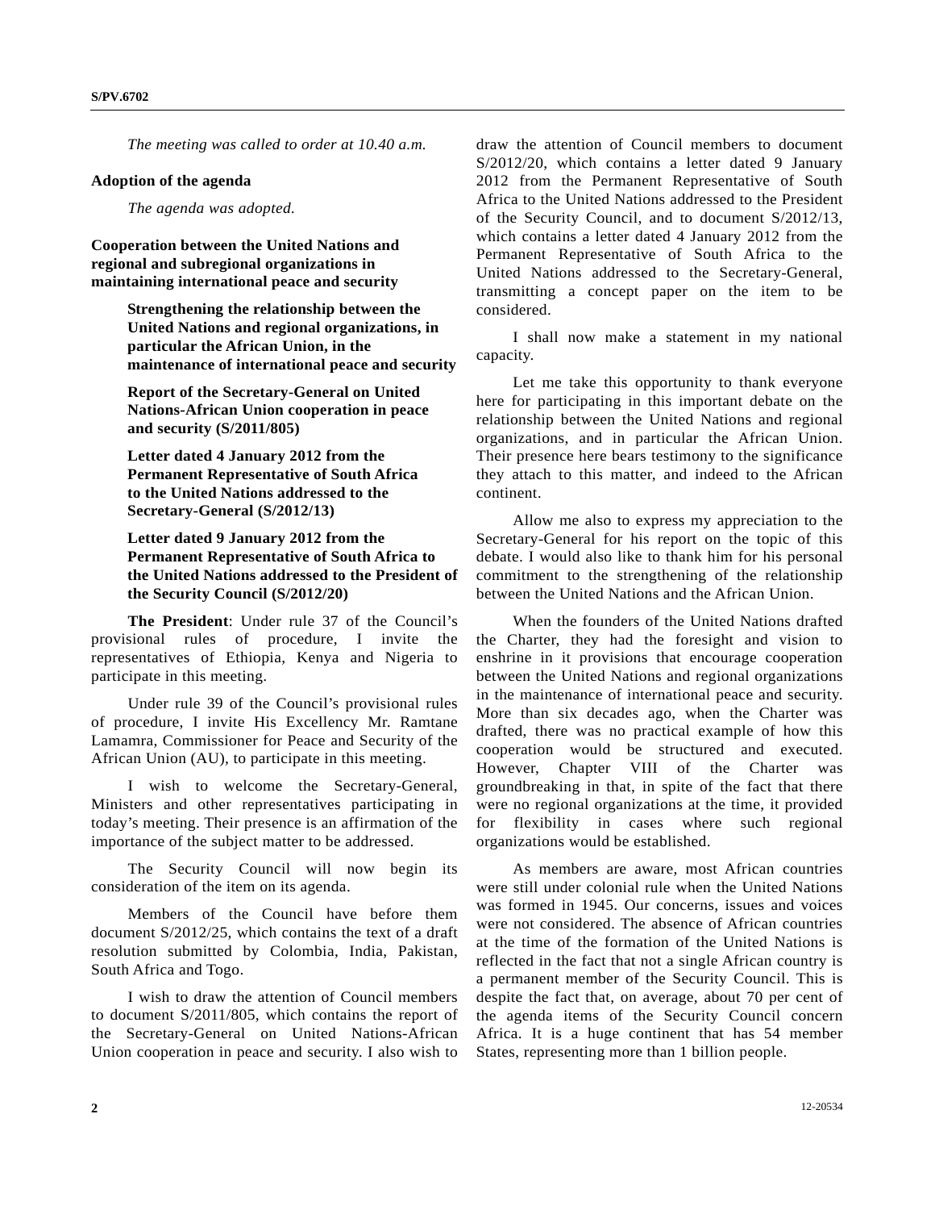*The meeting was called to order at 10.40 a.m.*

**Adoption of the agenda**

*The agenda was adopted.*

**Cooperation between the United Nations and regional and subregional organizations in maintaining international peace and security**

**Strengthening the relationship between the United Nations and regional organizations, in particular the African Union, in the maintenance of international peace and security**

**Report of the Secretary-General on United Nations-African Union cooperation in peace and security (S/2011/805)**

**Letter dated 4 January 2012 from the Permanent Representative of South Africa to the United Nations addressed to the Secretary-General (S/2012/13)**

**Letter dated 9 January 2012 from the Permanent Representative of South Africa to the United Nations addressed to the President of the Security Council (S/2012/20)**

**The President**: Under rule 37 of the Council's provisional rules of procedure, I invite the representatives of Ethiopia, Kenya and Nigeria to participate in this meeting.

Under rule 39 of the Council's provisional rules of procedure, I invite His Excellency Mr. Ramtane Lamamra, Commissioner for Peace and Security of the African Union (AU), to participate in this meeting.

I wish to welcome the Secretary-General, Ministers and other representatives participating in today's meeting. Their presence is an affirmation of the importance of the subject matter to be addressed.

The Security Council will now begin its consideration of the item on its agenda.

Members of the Council have before them document S/2012/25, which contains the text of a draft resolution submitted by Colombia, India, Pakistan, South Africa and Togo.

I wish to draw the attention of Council members to document S/2011/805, which contains the report of the Secretary-General on United Nations-African Union cooperation in peace and security. I also wish to draw the attention of Council members to document S/2012/20, which contains a letter dated 9 January 2012 from the Permanent Representative of South Africa to the United Nations addressed to the President of the Security Council, and to document S/2012/13, which contains a letter dated 4 January 2012 from the Permanent Representative of South Africa to the United Nations addressed to the Secretary-General, transmitting a concept paper on the item to be considered.

I shall now make a statement in my national capacity.

Let me take this opportunity to thank everyone here for participating in this important debate on the relationship between the United Nations and regional organizations, and in particular the African Union. Their presence here bears testimony to the significance they attach to this matter, and indeed to the African continent.

Allow me also to express my appreciation to the Secretary-General for his report on the topic of this debate. I would also like to thank him for his personal commitment to the strengthening of the relationship between the United Nations and the African Union.

When the founders of the United Nations drafted the Charter, they had the foresight and vision to enshrine in it provisions that encourage cooperation between the United Nations and regional organizations in the maintenance of international peace and security. More than six decades ago, when the Charter was drafted, there was no practical example of how this cooperation would be structured and executed. However, Chapter VIII of the Charter was groundbreaking in that, in spite of the fact that there were no regional organizations at the time, it provided for flexibility in cases where such regional organizations would be established.

As members are aware, most African countries were still under colonial rule when the United Nations was formed in 1945. Our concerns, issues and voices were not considered. The absence of African countries at the time of the formation of the United Nations is reflected in the fact that not a single African country is a permanent member of the Security Council. This is despite the fact that, on average, about 70 per cent of the agenda items of the Security Council concern Africa. It is a huge continent that has 54 member States, representing more than 1 billion people.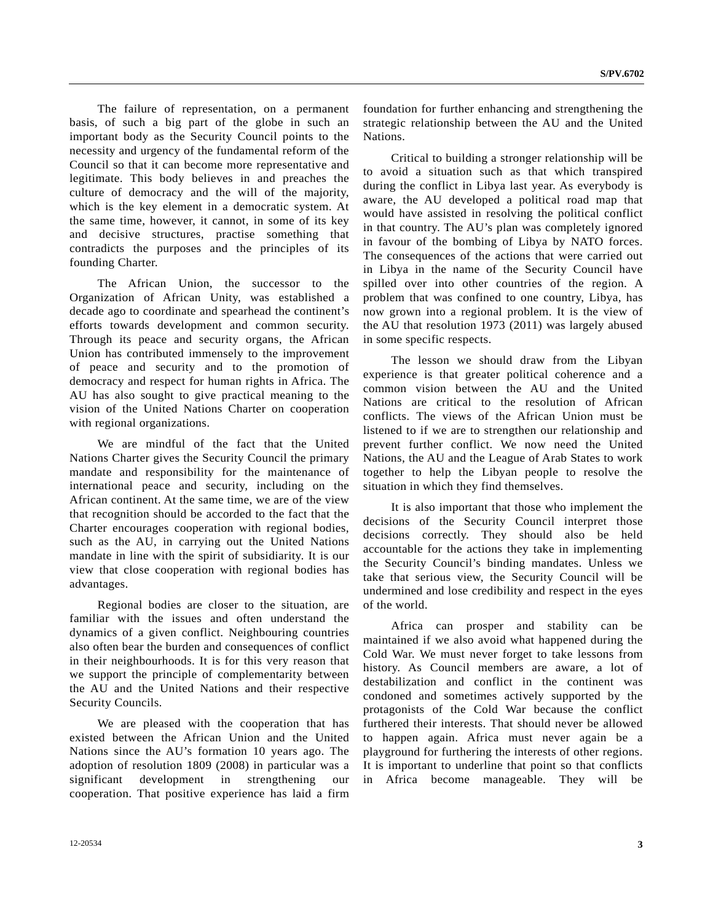The failure of representation, on a permanent basis, of such a big part of the globe in such an important body as the Security Council points to the necessity and urgency of the fundamental reform of the Council so that it can become more representative and legitimate. This body believes in and preaches the culture of democracy and the will of the majority, which is the key element in a democratic system. At the same time, however, it cannot, in some of its key and decisive structures, practise something that contradicts the purposes and the principles of its founding Charter.

The African Union, the successor to the Organization of African Unity, was established a decade ago to coordinate and spearhead the continent's efforts towards development and common security. Through its peace and security organs, the African Union has contributed immensely to the improvement of peace and security and to the promotion of democracy and respect for human rights in Africa. The AU has also sought to give practical meaning to the vision of the United Nations Charter on cooperation with regional organizations.

We are mindful of the fact that the United Nations Charter gives the Security Council the primary mandate and responsibility for the maintenance of international peace and security, including on the African continent. At the same time, we are of the view that recognition should be accorded to the fact that the Charter encourages cooperation with regional bodies, such as the AU, in carrying out the United Nations mandate in line with the spirit of subsidiarity. It is our view that close cooperation with regional bodies has advantages.

Regional bodies are closer to the situation, are familiar with the issues and often understand the dynamics of a given conflict. Neighbouring countries also often bear the burden and consequences of conflict in their neighbourhoods. It is for this very reason that we support the principle of complementarity between the AU and the United Nations and their respective Security Councils.

We are pleased with the cooperation that has existed between the African Union and the United Nations since the AU's formation 10 years ago. The adoption of resolution 1809 (2008) in particular was a significant development in strengthening our cooperation. That positive experience has laid a firm foundation for further enhancing and strengthening the strategic relationship between the AU and the United Nations.

Critical to building a stronger relationship will be to avoid a situation such as that which transpired during the conflict in Libya last year. As everybody is aware, the AU developed a political road map that would have assisted in resolving the political conflict in that country. The AU's plan was completely ignored in favour of the bombing of Libya by NATO forces. The consequences of the actions that were carried out in Libya in the name of the Security Council have spilled over into other countries of the region. A problem that was confined to one country, Libya, has now grown into a regional problem. It is the view of the AU that resolution 1973 (2011) was largely abused in some specific respects.

The lesson we should draw from the Libyan experience is that greater political coherence and a common vision between the AU and the United Nations are critical to the resolution of African conflicts. The views of the African Union must be listened to if we are to strengthen our relationship and prevent further conflict. We now need the United Nations, the AU and the League of Arab States to work together to help the Libyan people to resolve the situation in which they find themselves.

It is also important that those who implement the decisions of the Security Council interpret those decisions correctly. They should also be held accountable for the actions they take in implementing the Security Council's binding mandates. Unless we take that serious view, the Security Council will be undermined and lose credibility and respect in the eyes of the world.

Africa can prosper and stability can be maintained if we also avoid what happened during the Cold War. We must never forget to take lessons from history. As Council members are aware, a lot of destabilization and conflict in the continent was condoned and sometimes actively supported by the protagonists of the Cold War because the conflict furthered their interests. That should never be allowed to happen again. Africa must never again be a playground for furthering the interests of other regions. It is important to underline that point so that conflicts in Africa become manageable. They will be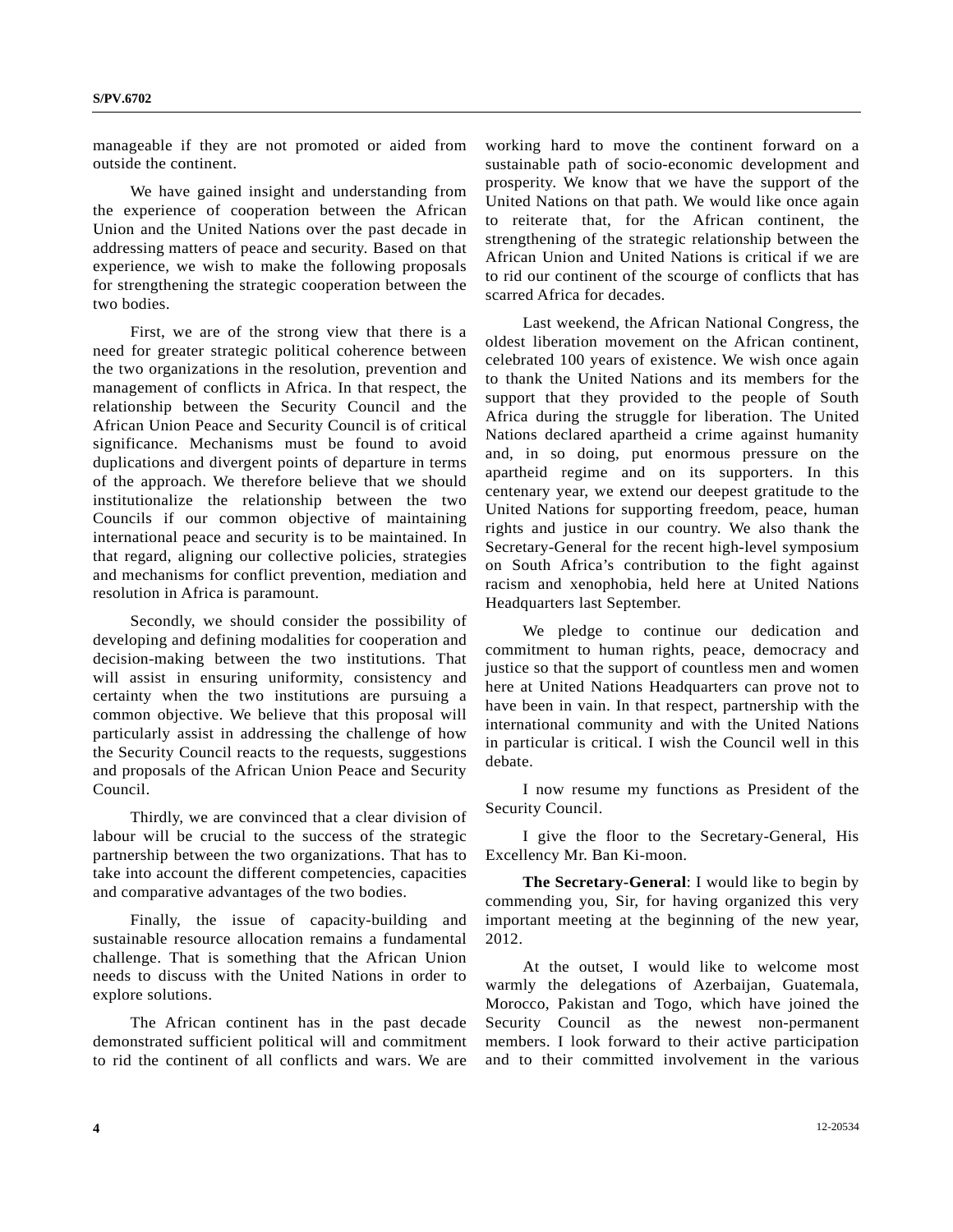manageable if they are not promoted or aided from outside the continent.

We have gained insight and understanding from the experience of cooperation between the African Union and the United Nations over the past decade in addressing matters of peace and security. Based on that experience, we wish to make the following proposals for strengthening the strategic cooperation between the two bodies.

First, we are of the strong view that there is a need for greater strategic political coherence between the two organizations in the resolution, prevention and management of conflicts in Africa. In that respect, the relationship between the Security Council and the African Union Peace and Security Council is of critical significance. Mechanisms must be found to avoid duplications and divergent points of departure in terms of the approach. We therefore believe that we should institutionalize the relationship between the two Councils if our common objective of maintaining international peace and security is to be maintained. In that regard, aligning our collective policies, strategies and mechanisms for conflict prevention, mediation and resolution in Africa is paramount.

Secondly, we should consider the possibility of developing and defining modalities for cooperation and decision-making between the two institutions. That will assist in ensuring uniformity, consistency and certainty when the two institutions are pursuing a common objective. We believe that this proposal will particularly assist in addressing the challenge of how the Security Council reacts to the requests, suggestions and proposals of the African Union Peace and Security Council.

Thirdly, we are convinced that a clear division of labour will be crucial to the success of the strategic partnership between the two organizations. That has to take into account the different competencies, capacities and comparative advantages of the two bodies.

Finally, the issue of capacity-building and sustainable resource allocation remains a fundamental challenge. That is something that the African Union needs to discuss with the United Nations in order to explore solutions.

The African continent has in the past decade demonstrated sufficient political will and commitment to rid the continent of all conflicts and wars. We are working hard to move the continent forward on a sustainable path of socio-economic development and prosperity. We know that we have the support of the United Nations on that path. We would like once again to reiterate that, for the African continent, the strengthening of the strategic relationship between the African Union and United Nations is critical if we are to rid our continent of the scourge of conflicts that has scarred Africa for decades.

Last weekend, the African National Congress, the oldest liberation movement on the African continent, celebrated 100 years of existence. We wish once again to thank the United Nations and its members for the support that they provided to the people of South Africa during the struggle for liberation. The United Nations declared apartheid a crime against humanity and, in so doing, put enormous pressure on the apartheid regime and on its supporters. In this centenary year, we extend our deepest gratitude to the United Nations for supporting freedom, peace, human rights and justice in our country. We also thank the Secretary-General for the recent high-level symposium on South Africa's contribution to the fight against racism and xenophobia, held here at United Nations Headquarters last September.

We pledge to continue our dedication and commitment to human rights, peace, democracy and justice so that the support of countless men and women here at United Nations Headquarters can prove not to have been in vain. In that respect, partnership with the international community and with the United Nations in particular is critical. I wish the Council well in this debate.

I now resume my functions as President of the Security Council.

I give the floor to the Secretary-General, His Excellency Mr. Ban Ki-moon.

**The Secretary-General**: I would like to begin by commending you, Sir, for having organized this very important meeting at the beginning of the new year, 2012.

At the outset, I would like to welcome most warmly the delegations of Azerbaijan, Guatemala, Morocco, Pakistan and Togo, which have joined the Security Council as the newest non-permanent members. I look forward to their active participation and to their committed involvement in the various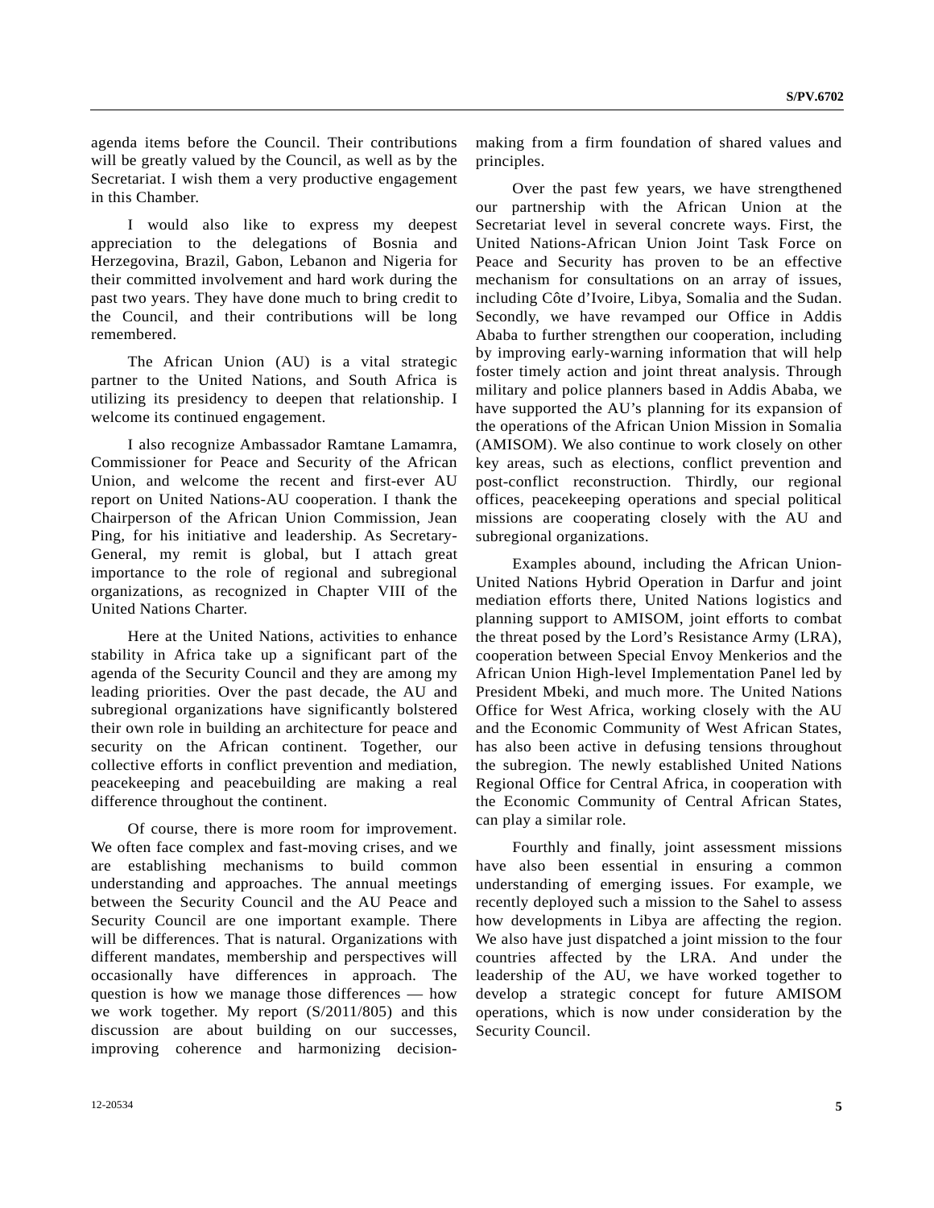agenda items before the Council. Their contributions will be greatly valued by the Council, as well as by the Secretariat. I wish them a very productive engagement in this Chamber.

I would also like to express my deepest appreciation to the delegations of Bosnia and Herzegovina, Brazil, Gabon, Lebanon and Nigeria for their committed involvement and hard work during the past two years. They have done much to bring credit to the Council, and their contributions will be long remembered.

The African Union (AU) is a vital strategic partner to the United Nations, and South Africa is utilizing its presidency to deepen that relationship. I welcome its continued engagement.

I also recognize Ambassador Ramtane Lamamra, Commissioner for Peace and Security of the African Union, and welcome the recent and first-ever AU report on United Nations-AU cooperation. I thank the Chairperson of the African Union Commission, Jean Ping, for his initiative and leadership. As Secretary-General, my remit is global, but I attach great importance to the role of regional and subregional organizations, as recognized in Chapter VIII of the United Nations Charter.

Here at the United Nations, activities to enhance stability in Africa take up a significant part of the agenda of the Security Council and they are among my leading priorities. Over the past decade, the AU and subregional organizations have significantly bolstered their own role in building an architecture for peace and security on the African continent. Together, our collective efforts in conflict prevention and mediation, peacekeeping and peacebuilding are making a real difference throughout the continent.

Of course, there is more room for improvement. We often face complex and fast-moving crises, and we are establishing mechanisms to build common understanding and approaches. The annual meetings between the Security Council and the AU Peace and Security Council are one important example. There will be differences. That is natural. Organizations with different mandates, membership and perspectives will occasionally have differences in approach. The question is how we manage those differences — how we work together. My report (S/2011/805) and this discussion are about building on our successes, improving coherence and harmonizing decision-making from a firm foundation of shared values and principles.

Over the past few years, we have strengthened our partnership with the African Union at the Secretariat level in several concrete ways. First, the United Nations-African Union Joint Task Force on Peace and Security has proven to be an effective mechanism for consultations on an array of issues, including Côte d'Ivoire, Libya, Somalia and the Sudan. Secondly, we have revamped our Office in Addis Ababa to further strengthen our cooperation, including by improving early-warning information that will help foster timely action and joint threat analysis. Through military and police planners based in Addis Ababa, we have supported the AU's planning for its expansion of the operations of the African Union Mission in Somalia (AMISOM). We also continue to work closely on other key areas, such as elections, conflict prevention and post-conflict reconstruction. Thirdly, our regional offices, peacekeeping operations and special political missions are cooperating closely with the AU and subregional organizations.

Examples abound, including the African Union-United Nations Hybrid Operation in Darfur and joint mediation efforts there, United Nations logistics and planning support to AMISOM, joint efforts to combat the threat posed by the Lord's Resistance Army (LRA), cooperation between Special Envoy Menkerios and the African Union High-level Implementation Panel led by President Mbeki, and much more. The United Nations Office for West Africa, working closely with the AU and the Economic Community of West African States, has also been active in defusing tensions throughout the subregion. The newly established United Nations Regional Office for Central Africa, in cooperation with the Economic Community of Central African States, can play a similar role.

Fourthly and finally, joint assessment missions have also been essential in ensuring a common understanding of emerging issues. For example, we recently deployed such a mission to the Sahel to assess how developments in Libya are affecting the region. We also have just dispatched a joint mission to the four countries affected by the LRA. And under the leadership of the AU, we have worked together to develop a strategic concept for future AMISOM operations, which is now under consideration by the Security Council.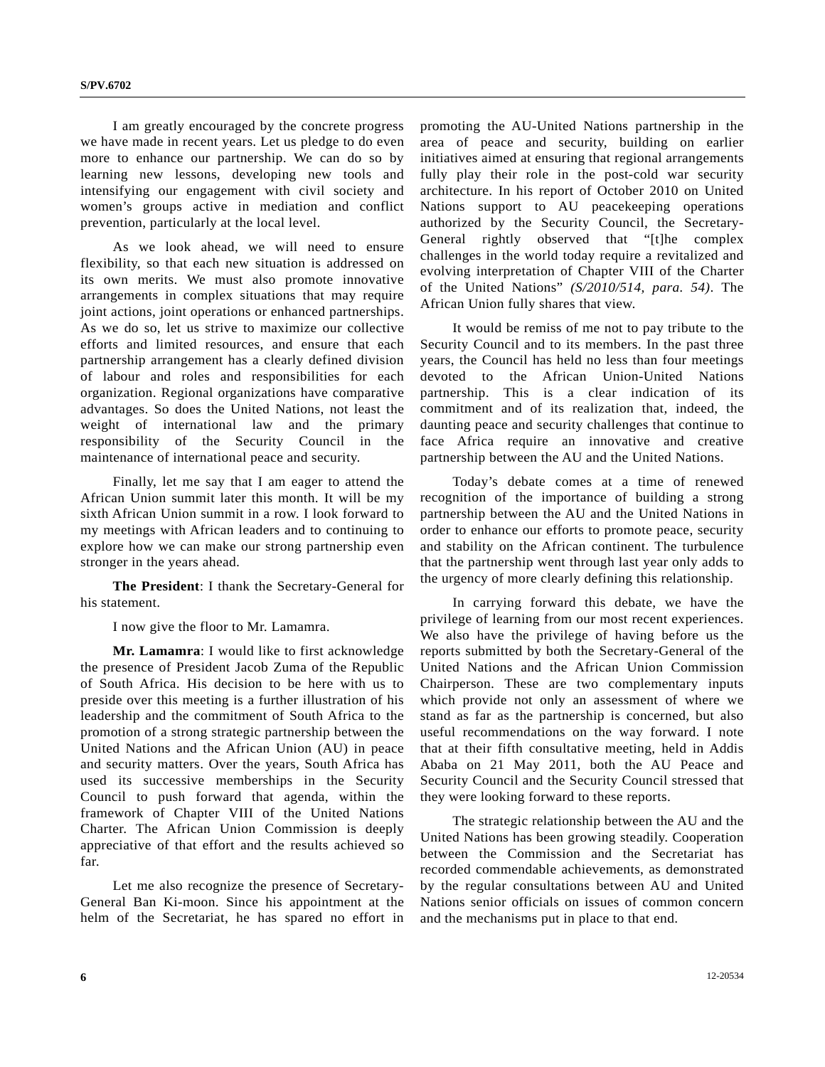I am greatly encouraged by the concrete progress we have made in recent years. Let us pledge to do even more to enhance our partnership. We can do so by learning new lessons, developing new tools and intensifying our engagement with civil society and women's groups active in mediation and conflict prevention, particularly at the local level.

As we look ahead, we will need to ensure flexibility, so that each new situation is addressed on its own merits. We must also promote innovative arrangements in complex situations that may require joint actions, joint operations or enhanced partnerships. As we do so, let us strive to maximize our collective efforts and limited resources, and ensure that each partnership arrangement has a clearly defined division of labour and roles and responsibilities for each organization. Regional organizations have comparative advantages. So does the United Nations, not least the weight of international law and the primary responsibility of the Security Council in the maintenance of international peace and security.

Finally, let me say that I am eager to attend the African Union summit later this month. It will be my sixth African Union summit in a row. I look forward to my meetings with African leaders and to continuing to explore how we can make our strong partnership even stronger in the years ahead.

**The President**: I thank the Secretary-General for his statement.

I now give the floor to Mr. Lamamra.

**Mr. Lamamra**: I would like to first acknowledge the presence of President Jacob Zuma of the Republic of South Africa. His decision to be here with us to preside over this meeting is a further illustration of his leadership and the commitment of South Africa to the promotion of a strong strategic partnership between the United Nations and the African Union (AU) in peace and security matters. Over the years, South Africa has used its successive memberships in the Security Council to push forward that agenda, within the framework of Chapter VIII of the United Nations Charter. The African Union Commission is deeply appreciative of that effort and the results achieved so far.

Let me also recognize the presence of Secretary-General Ban Ki-moon. Since his appointment at the helm of the Secretariat, he has spared no effort in promoting the AU-United Nations partnership in the area of peace and security, building on earlier initiatives aimed at ensuring that regional arrangements fully play their role in the post-cold war security architecture. In his report of October 2010 on United Nations support to AU peacekeeping operations authorized by the Security Council, the Secretary-General rightly observed that "[t]he complex challenges in the world today require a revitalized and evolving interpretation of Chapter VIII of the Charter of the United Nations" *(S/2010/514, para. 54)*. The African Union fully shares that view.

It would be remiss of me not to pay tribute to the Security Council and to its members. In the past three years, the Council has held no less than four meetings devoted to the African Union-United Nations partnership. This is a clear indication of its commitment and of its realization that, indeed, the daunting peace and security challenges that continue to face Africa require an innovative and creative partnership between the AU and the United Nations.

Today's debate comes at a time of renewed recognition of the importance of building a strong partnership between the AU and the United Nations in order to enhance our efforts to promote peace, security and stability on the African continent. The turbulence that the partnership went through last year only adds to the urgency of more clearly defining this relationship.

In carrying forward this debate, we have the privilege of learning from our most recent experiences. We also have the privilege of having before us the reports submitted by both the Secretary-General of the United Nations and the African Union Commission Chairperson. These are two complementary inputs which provide not only an assessment of where we stand as far as the partnership is concerned, but also useful recommendations on the way forward. I note that at their fifth consultative meeting, held in Addis Ababa on 21 May 2011, both the AU Peace and Security Council and the Security Council stressed that they were looking forward to these reports.

The strategic relationship between the AU and the United Nations has been growing steadily. Cooperation between the Commission and the Secretariat has recorded commendable achievements, as demonstrated by the regular consultations between AU and United Nations senior officials on issues of common concern and the mechanisms put in place to that end.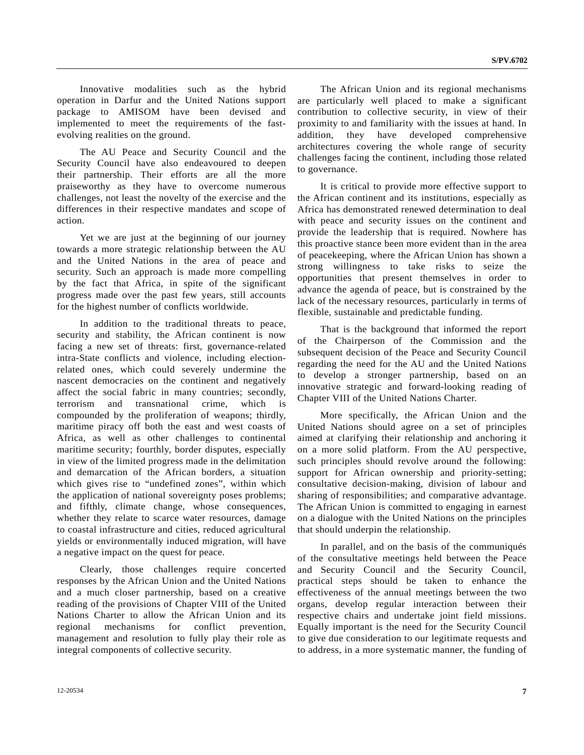Innovative modalities such as the hybrid operation in Darfur and the United Nations support package to AMISOM have been devised and implemented to meet the requirements of the fast-evolving realities on the ground.

The AU Peace and Security Council and the Security Council have also endeavoured to deepen their partnership. Their efforts are all the more praiseworthy as they have to overcome numerous challenges, not least the novelty of the exercise and the differences in their respective mandates and scope of action.

Yet we are just at the beginning of our journey towards a more strategic relationship between the AU and the United Nations in the area of peace and security. Such an approach is made more compelling by the fact that Africa, in spite of the significant progress made over the past few years, still accounts for the highest number of conflicts worldwide.

In addition to the traditional threats to peace, security and stability, the African continent is now facing a new set of threats: first, governance-related intra-State conflicts and violence, including election-related ones, which could severely undermine the nascent democracies on the continent and negatively affect the social fabric in many countries; secondly, terrorism and transnational crime, which is compounded by the proliferation of weapons; thirdly, maritime piracy off both the east and west coasts of Africa, as well as other challenges to continental maritime security; fourthly, border disputes, especially in view of the limited progress made in the delimitation and demarcation of the African borders, a situation which gives rise to "undefined zones", within which the application of national sovereignty poses problems; and fifthly, climate change, whose consequences, whether they relate to scarce water resources, damage to coastal infrastructure and cities, reduced agricultural yields or environmentally induced migration, will have a negative impact on the quest for peace.

Clearly, those challenges require concerted responses by the African Union and the United Nations and a much closer partnership, based on a creative reading of the provisions of Chapter VIII of the United Nations Charter to allow the African Union and its regional mechanisms for conflict prevention, management and resolution to fully play their role as integral components of collective security.

The African Union and its regional mechanisms are particularly well placed to make a significant contribution to collective security, in view of their proximity to and familiarity with the issues at hand. In addition, they have developed comprehensive architectures covering the whole range of security challenges facing the continent, including those related to governance.

It is critical to provide more effective support to the African continent and its institutions, especially as Africa has demonstrated renewed determination to deal with peace and security issues on the continent and provide the leadership that is required. Nowhere has this proactive stance been more evident than in the area of peacekeeping, where the African Union has shown a strong willingness to take risks to seize the opportunities that present themselves in order to advance the agenda of peace, but is constrained by the lack of the necessary resources, particularly in terms of flexible, sustainable and predictable funding.

That is the background that informed the report of the Chairperson of the Commission and the subsequent decision of the Peace and Security Council regarding the need for the AU and the United Nations to develop a stronger partnership, based on an innovative strategic and forward-looking reading of Chapter VIII of the United Nations Charter.

More specifically, the African Union and the United Nations should agree on a set of principles aimed at clarifying their relationship and anchoring it on a more solid platform. From the AU perspective, such principles should revolve around the following: support for African ownership and priority-setting; consultative decision-making, division of labour and sharing of responsibilities; and comparative advantage. The African Union is committed to engaging in earnest on a dialogue with the United Nations on the principles that should underpin the relationship.

In parallel, and on the basis of the communiqués of the consultative meetings held between the Peace and Security Council and the Security Council, practical steps should be taken to enhance the effectiveness of the annual meetings between the two organs, develop regular interaction between their respective chairs and undertake joint field missions. Equally important is the need for the Security Council to give due consideration to our legitimate requests and to address, in a more systematic manner, the funding of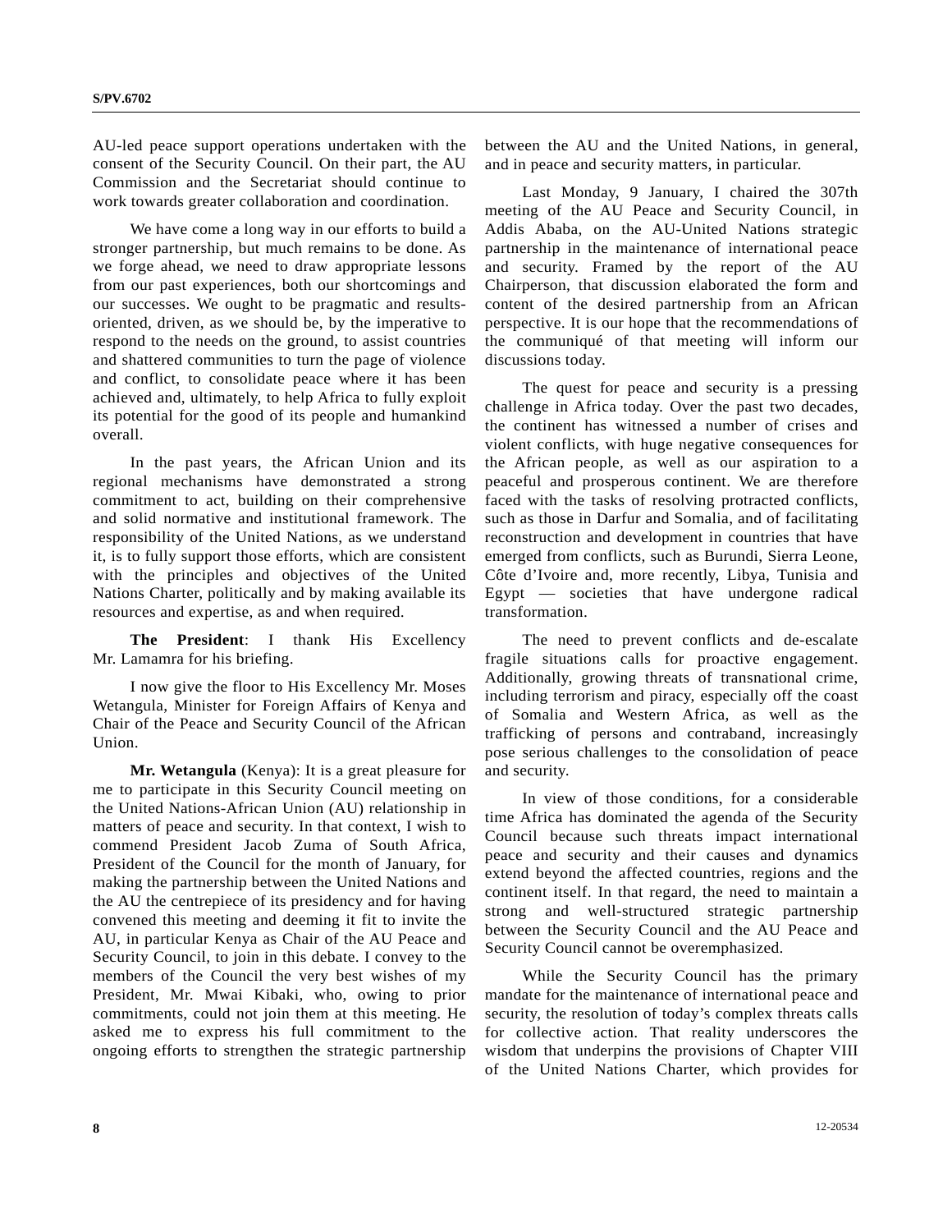AU-led peace support operations undertaken with the consent of the Security Council. On their part, the AU Commission and the Secretariat should continue to work towards greater collaboration and coordination.

We have come a long way in our efforts to build a stronger partnership, but much remains to be done. As we forge ahead, we need to draw appropriate lessons from our past experiences, both our shortcomings and our successes. We ought to be pragmatic and results-oriented, driven, as we should be, by the imperative to respond to the needs on the ground, to assist countries and shattered communities to turn the page of violence and conflict, to consolidate peace where it has been achieved and, ultimately, to help Africa to fully exploit its potential for the good of its people and humankind overall.

In the past years, the African Union and its regional mechanisms have demonstrated a strong commitment to act, building on their comprehensive and solid normative and institutional framework. The responsibility of the United Nations, as we understand it, is to fully support those efforts, which are consistent with the principles and objectives of the United Nations Charter, politically and by making available its resources and expertise, as and when required.

**The President**: I thank His Excellency Mr. Lamamra for his briefing.

I now give the floor to His Excellency Mr. Moses Wetangula, Minister for Foreign Affairs of Kenya and Chair of the Peace and Security Council of the African Union.

**Mr. Wetangula** (Kenya): It is a great pleasure for me to participate in this Security Council meeting on the United Nations-African Union (AU) relationship in matters of peace and security. In that context, I wish to commend President Jacob Zuma of South Africa, President of the Council for the month of January, for making the partnership between the United Nations and the AU the centrepiece of its presidency and for having convened this meeting and deeming it fit to invite the AU, in particular Kenya as Chair of the AU Peace and Security Council, to join in this debate. I convey to the members of the Council the very best wishes of my President, Mr. Mwai Kibaki, who, owing to prior commitments, could not join them at this meeting. He asked me to express his full commitment to the ongoing efforts to strengthen the strategic partnership between the AU and the United Nations, in general, and in peace and security matters, in particular.

Last Monday, 9 January, I chaired the 307th meeting of the AU Peace and Security Council, in Addis Ababa, on the AU-United Nations strategic partnership in the maintenance of international peace and security. Framed by the report of the AU Chairperson, that discussion elaborated the form and content of the desired partnership from an African perspective. It is our hope that the recommendations of the communiqué of that meeting will inform our discussions today.

The quest for peace and security is a pressing challenge in Africa today. Over the past two decades, the continent has witnessed a number of crises and violent conflicts, with huge negative consequences for the African people, as well as our aspiration to a peaceful and prosperous continent. We are therefore faced with the tasks of resolving protracted conflicts, such as those in Darfur and Somalia, and of facilitating reconstruction and development in countries that have emerged from conflicts, such as Burundi, Sierra Leone, Côte d'Ivoire and, more recently, Libya, Tunisia and Egypt — societies that have undergone radical transformation.

The need to prevent conflicts and de-escalate fragile situations calls for proactive engagement. Additionally, growing threats of transnational crime, including terrorism and piracy, especially off the coast of Somalia and Western Africa, as well as the trafficking of persons and contraband, increasingly pose serious challenges to the consolidation of peace and security.

In view of those conditions, for a considerable time Africa has dominated the agenda of the Security Council because such threats impact international peace and security and their causes and dynamics extend beyond the affected countries, regions and the continent itself. In that regard, the need to maintain a strong and well-structured strategic partnership between the Security Council and the AU Peace and Security Council cannot be overemphasized.

While the Security Council has the primary mandate for the maintenance of international peace and security, the resolution of today's complex threats calls for collective action. That reality underscores the wisdom that underpins the provisions of Chapter VIII of the United Nations Charter, which provides for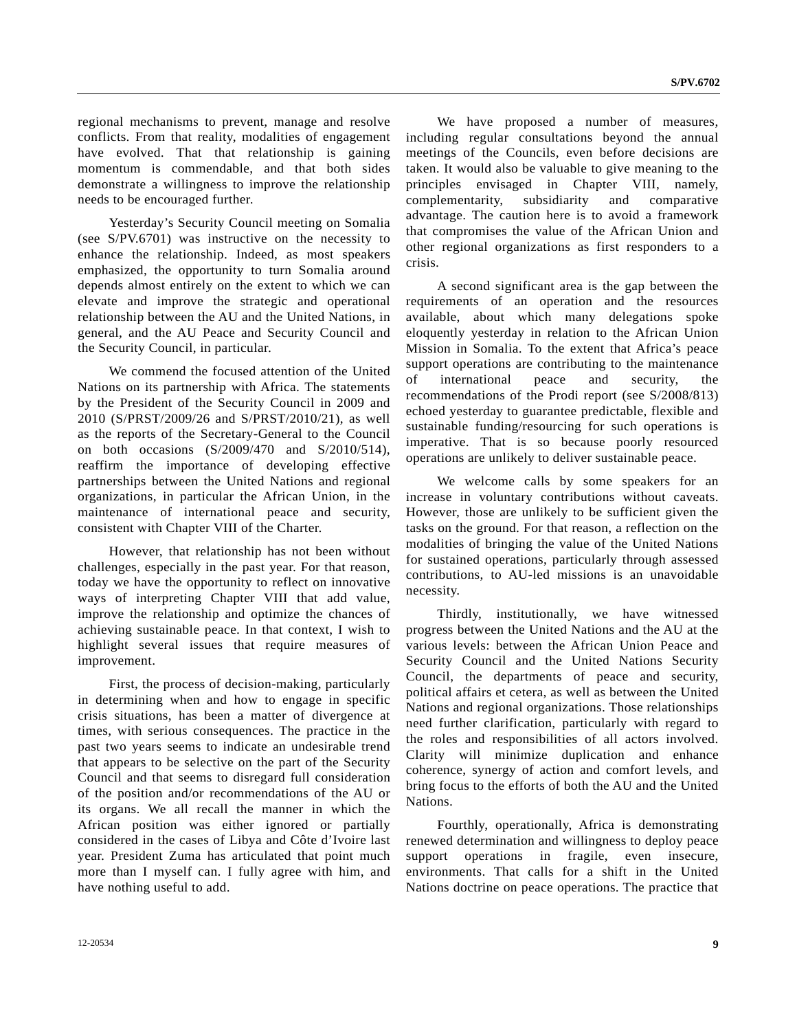regional mechanisms to prevent, manage and resolve conflicts. From that reality, modalities of engagement have evolved. That that relationship is gaining momentum is commendable, and that both sides demonstrate a willingness to improve the relationship needs to be encouraged further.

Yesterday's Security Council meeting on Somalia (see S/PV.6701) was instructive on the necessity to enhance the relationship. Indeed, as most speakers emphasized, the opportunity to turn Somalia around depends almost entirely on the extent to which we can elevate and improve the strategic and operational relationship between the AU and the United Nations, in general, and the AU Peace and Security Council and the Security Council, in particular.

We commend the focused attention of the United Nations on its partnership with Africa. The statements by the President of the Security Council in 2009 and 2010 (S/PRST/2009/26 and S/PRST/2010/21), as well as the reports of the Secretary-General to the Council on both occasions (S/2009/470 and S/2010/514), reaffirm the importance of developing effective partnerships between the United Nations and regional organizations, in particular the African Union, in the maintenance of international peace and security, consistent with Chapter VIII of the Charter.

However, that relationship has not been without challenges, especially in the past year. For that reason, today we have the opportunity to reflect on innovative ways of interpreting Chapter VIII that add value, improve the relationship and optimize the chances of achieving sustainable peace. In that context, I wish to highlight several issues that require measures of improvement.

First, the process of decision-making, particularly in determining when and how to engage in specific crisis situations, has been a matter of divergence at times, with serious consequences. The practice in the past two years seems to indicate an undesirable trend that appears to be selective on the part of the Security Council and that seems to disregard full consideration of the position and/or recommendations of the AU or its organs. We all recall the manner in which the African position was either ignored or partially considered in the cases of Libya and Côte d'Ivoire last year. President Zuma has articulated that point much more than I myself can. I fully agree with him, and have nothing useful to add.

We have proposed a number of measures, including regular consultations beyond the annual meetings of the Councils, even before decisions are taken. It would also be valuable to give meaning to the principles envisaged in Chapter VIII, namely, complementarity, subsidiarity and comparative advantage. The caution here is to avoid a framework that compromises the value of the African Union and other regional organizations as first responders to a crisis.

A second significant area is the gap between the requirements of an operation and the resources available, about which many delegations spoke eloquently yesterday in relation to the African Union Mission in Somalia. To the extent that Africa's peace support operations are contributing to the maintenance of international peace and security, the recommendations of the Prodi report (see S/2008/813) echoed yesterday to guarantee predictable, flexible and sustainable funding/resourcing for such operations is imperative. That is so because poorly resourced operations are unlikely to deliver sustainable peace.

We welcome calls by some speakers for an increase in voluntary contributions without caveats. However, those are unlikely to be sufficient given the tasks on the ground. For that reason, a reflection on the modalities of bringing the value of the United Nations for sustained operations, particularly through assessed contributions, to AU-led missions is an unavoidable necessity.

Thirdly, institutionally, we have witnessed progress between the United Nations and the AU at the various levels: between the African Union Peace and Security Council and the United Nations Security Council, the departments of peace and security, political affairs et cetera, as well as between the United Nations and regional organizations. Those relationships need further clarification, particularly with regard to the roles and responsibilities of all actors involved. Clarity will minimize duplication and enhance coherence, synergy of action and comfort levels, and bring focus to the efforts of both the AU and the United Nations.

Fourthly, operationally, Africa is demonstrating renewed determination and willingness to deploy peace support operations in fragile, even insecure, environments. That calls for a shift in the United Nations doctrine on peace operations. The practice that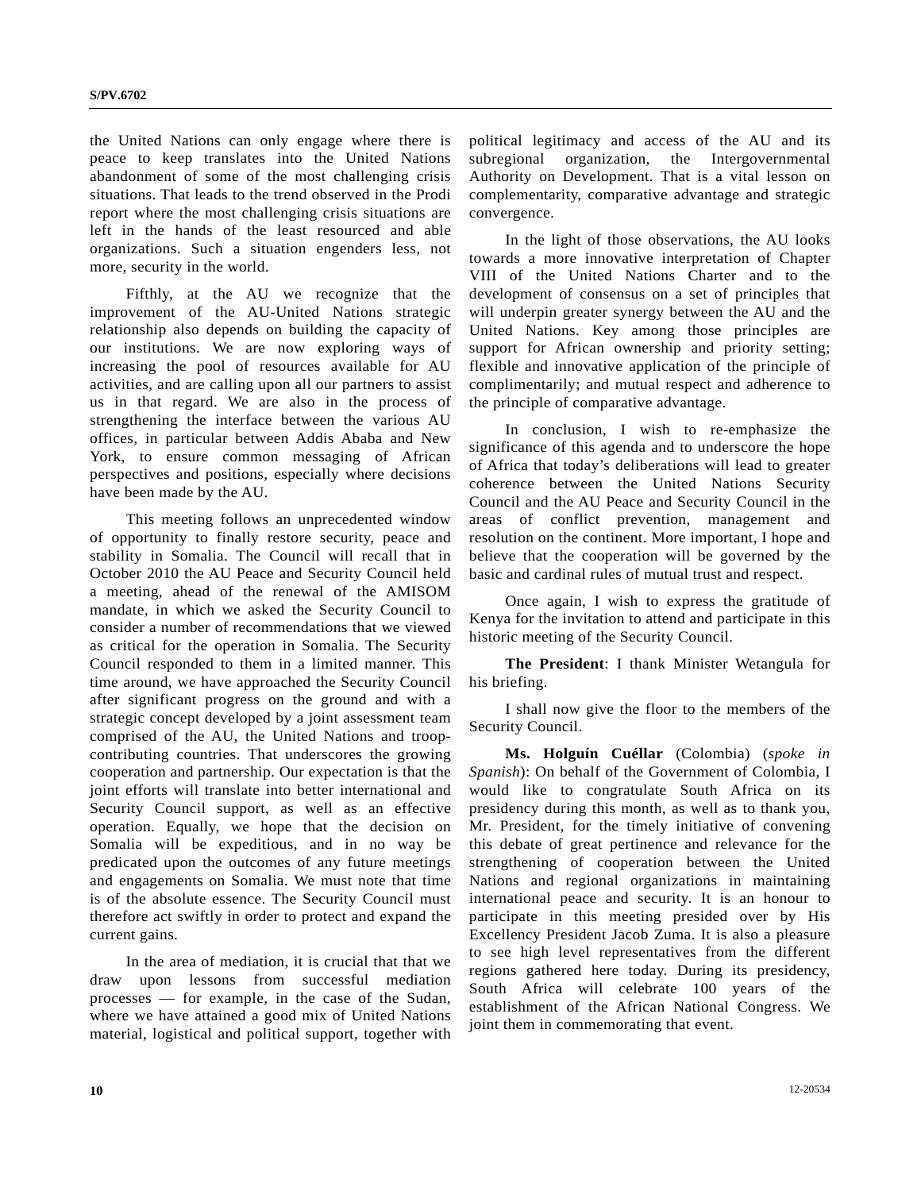the United Nations can only engage where there is peace to keep translates into the United Nations abandonment of some of the most challenging crisis situations. That leads to the trend observed in the Prodi report where the most challenging crisis situations are left in the hands of the least resourced and able organizations. Such a situation engenders less, not more, security in the world.

Fifthly, at the AU we recognize that the improvement of the AU-United Nations strategic relationship also depends on building the capacity of our institutions. We are now exploring ways of increasing the pool of resources available for AU activities, and are calling upon all our partners to assist us in that regard. We are also in the process of strengthening the interface between the various AU offices, in particular between Addis Ababa and New York, to ensure common messaging of African perspectives and positions, especially where decisions have been made by the AU.

This meeting follows an unprecedented window of opportunity to finally restore security, peace and stability in Somalia. The Council will recall that in October 2010 the AU Peace and Security Council held a meeting, ahead of the renewal of the AMISOM mandate, in which we asked the Security Council to consider a number of recommendations that we viewed as critical for the operation in Somalia. The Security Council responded to them in a limited manner. This time around, we have approached the Security Council after significant progress on the ground and with a strategic concept developed by a joint assessment team comprised of the AU, the United Nations and troop-contributing countries. That underscores the growing cooperation and partnership. Our expectation is that the joint efforts will translate into better international and Security Council support, as well as an effective operation. Equally, we hope that the decision on Somalia will be expeditious, and in no way be predicated upon the outcomes of any future meetings and engagements on Somalia. We must note that time is of the absolute essence. The Security Council must therefore act swiftly in order to protect and expand the current gains.

In the area of mediation, it is crucial that that we draw upon lessons from successful mediation processes — for example, in the case of the Sudan, where we have attained a good mix of United Nations material, logistical and political support, together with political legitimacy and access of the AU and its subregional organization, the Intergovernmental Authority on Development. That is a vital lesson on complementarity, comparative advantage and strategic convergence.

In the light of those observations, the AU looks towards a more innovative interpretation of Chapter VIII of the United Nations Charter and to the development of consensus on a set of principles that will underpin greater synergy between the AU and the United Nations. Key among those principles are support for African ownership and priority setting; flexible and innovative application of the principle of complimentarily; and mutual respect and adherence to the principle of comparative advantage.

In conclusion, I wish to re-emphasize the significance of this agenda and to underscore the hope of Africa that today's deliberations will lead to greater coherence between the United Nations Security Council and the AU Peace and Security Council in the areas of conflict prevention, management and resolution on the continent. More important, I hope and believe that the cooperation will be governed by the basic and cardinal rules of mutual trust and respect.

Once again, I wish to express the gratitude of Kenya for the invitation to attend and participate in this historic meeting of the Security Council.

**The President**: I thank Minister Wetangula for his briefing.

I shall now give the floor to the members of the Security Council.

**Ms. Holguín Cuéllar** (Colombia) (*spoke in Spanish*): On behalf of the Government of Colombia, I would like to congratulate South Africa on its presidency during this month, as well as to thank you, Mr. President, for the timely initiative of convening this debate of great pertinence and relevance for the strengthening of cooperation between the United Nations and regional organizations in maintaining international peace and security. It is an honour to participate in this meeting presided over by His Excellency President Jacob Zuma. It is also a pleasure to see high level representatives from the different regions gathered here today. During its presidency, South Africa will celebrate 100 years of the establishment of the African National Congress. We joint them in commemorating that event.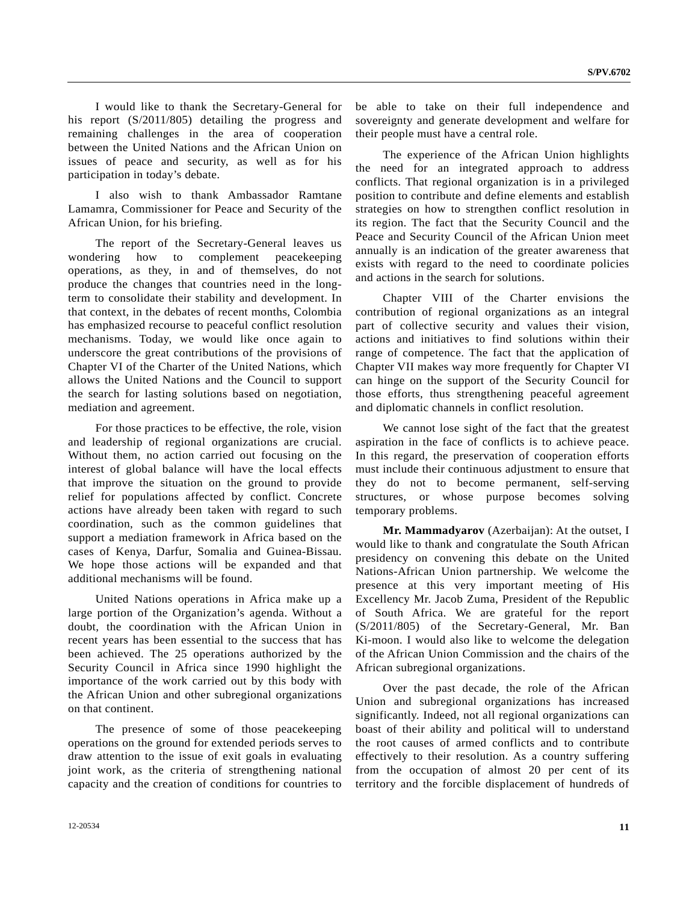I would like to thank the Secretary-General for his report (S/2011/805) detailing the progress and remaining challenges in the area of cooperation between the United Nations and the African Union on issues of peace and security, as well as for his participation in today's debate.

I also wish to thank Ambassador Ramtane Lamamra, Commissioner for Peace and Security of the African Union, for his briefing.

The report of the Secretary-General leaves us wondering how to complement peacekeeping operations, as they, in and of themselves, do not produce the changes that countries need in the long-term to consolidate their stability and development. In that context, in the debates of recent months, Colombia has emphasized recourse to peaceful conflict resolution mechanisms. Today, we would like once again to underscore the great contributions of the provisions of Chapter VI of the Charter of the United Nations, which allows the United Nations and the Council to support the search for lasting solutions based on negotiation, mediation and agreement.

For those practices to be effective, the role, vision and leadership of regional organizations are crucial. Without them, no action carried out focusing on the interest of global balance will have the local effects that improve the situation on the ground to provide relief for populations affected by conflict. Concrete actions have already been taken with regard to such coordination, such as the common guidelines that support a mediation framework in Africa based on the cases of Kenya, Darfur, Somalia and Guinea-Bissau. We hope those actions will be expanded and that additional mechanisms will be found.

United Nations operations in Africa make up a large portion of the Organization's agenda. Without a doubt, the coordination with the African Union in recent years has been essential to the success that has been achieved. The 25 operations authorized by the Security Council in Africa since 1990 highlight the importance of the work carried out by this body with the African Union and other subregional organizations on that continent.

The presence of some of those peacekeeping operations on the ground for extended periods serves to draw attention to the issue of exit goals in evaluating joint work, as the criteria of strengthening national capacity and the creation of conditions for countries to be able to take on their full independence and sovereignty and generate development and welfare for their people must have a central role.

The experience of the African Union highlights the need for an integrated approach to address conflicts. That regional organization is in a privileged position to contribute and define elements and establish strategies on how to strengthen conflict resolution in its region. The fact that the Security Council and the Peace and Security Council of the African Union meet annually is an indication of the greater awareness that exists with regard to the need to coordinate policies and actions in the search for solutions.

Chapter VIII of the Charter envisions the contribution of regional organizations as an integral part of collective security and values their vision, actions and initiatives to find solutions within their range of competence. The fact that the application of Chapter VII makes way more frequently for Chapter VI can hinge on the support of the Security Council for those efforts, thus strengthening peaceful agreement and diplomatic channels in conflict resolution.

We cannot lose sight of the fact that the greatest aspiration in the face of conflicts is to achieve peace. In this regard, the preservation of cooperation efforts must include their continuous adjustment to ensure that they do not to become permanent, self-serving structures, or whose purpose becomes solving temporary problems.

**Mr. Mammadyarov** (Azerbaijan): At the outset, I would like to thank and congratulate the South African presidency on convening this debate on the United Nations-African Union partnership. We welcome the presence at this very important meeting of His Excellency Mr. Jacob Zuma, President of the Republic of South Africa. We are grateful for the report (S/2011/805) of the Secretary-General, Mr. Ban Ki-moon. I would also like to welcome the delegation of the African Union Commission and the chairs of the African subregional organizations.

Over the past decade, the role of the African Union and subregional organizations has increased significantly. Indeed, not all regional organizations can boast of their ability and political will to understand the root causes of armed conflicts and to contribute effectively to their resolution. As a country suffering from the occupation of almost 20 per cent of its territory and the forcible displacement of hundreds of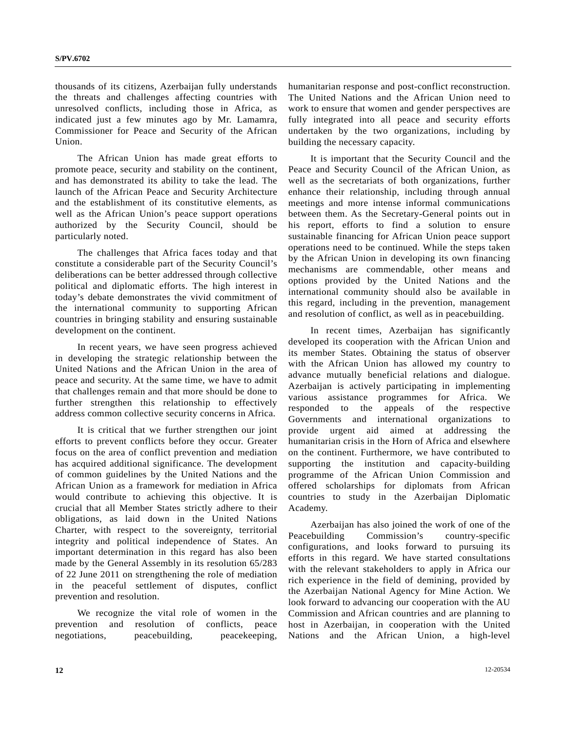thousands of its citizens, Azerbaijan fully understands the threats and challenges affecting countries with unresolved conflicts, including those in Africa, as indicated just a few minutes ago by Mr. Lamamra, Commissioner for Peace and Security of the African Union.

The African Union has made great efforts to promote peace, security and stability on the continent, and has demonstrated its ability to take the lead. The launch of the African Peace and Security Architecture and the establishment of its constitutive elements, as well as the African Union's peace support operations authorized by the Security Council, should be particularly noted.

The challenges that Africa faces today and that constitute a considerable part of the Security Council's deliberations can be better addressed through collective political and diplomatic efforts. The high interest in today's debate demonstrates the vivid commitment of the international community to supporting African countries in bringing stability and ensuring sustainable development on the continent.

In recent years, we have seen progress achieved in developing the strategic relationship between the United Nations and the African Union in the area of peace and security. At the same time, we have to admit that challenges remain and that more should be done to further strengthen this relationship to effectively address common collective security concerns in Africa.

It is critical that we further strengthen our joint efforts to prevent conflicts before they occur. Greater focus on the area of conflict prevention and mediation has acquired additional significance. The development of common guidelines by the United Nations and the African Union as a framework for mediation in Africa would contribute to achieving this objective. It is crucial that all Member States strictly adhere to their obligations, as laid down in the United Nations Charter, with respect to the sovereignty, territorial integrity and political independence of States. An important determination in this regard has also been made by the General Assembly in its resolution 65/283 of 22 June 2011 on strengthening the role of mediation in the peaceful settlement of disputes, conflict prevention and resolution.

We recognize the vital role of women in the prevention and resolution of conflicts, peace negotiations, peacebuilding, peacekeeping, humanitarian response and post-conflict reconstruction. The United Nations and the African Union need to work to ensure that women and gender perspectives are fully integrated into all peace and security efforts undertaken by the two organizations, including by building the necessary capacity.

It is important that the Security Council and the Peace and Security Council of the African Union, as well as the secretariats of both organizations, further enhance their relationship, including through annual meetings and more intense informal communications between them. As the Secretary-General points out in his report, efforts to find a solution to ensure sustainable financing for African Union peace support operations need to be continued. While the steps taken by the African Union in developing its own financing mechanisms are commendable, other means and options provided by the United Nations and the international community should also be available in this regard, including in the prevention, management and resolution of conflict, as well as in peacebuilding.

In recent times, Azerbaijan has significantly developed its cooperation with the African Union and its member States. Obtaining the status of observer with the African Union has allowed my country to advance mutually beneficial relations and dialogue. Azerbaijan is actively participating in implementing various assistance programmes for Africa. We responded to the appeals of the respective Governments and international organizations to provide urgent aid aimed at addressing the humanitarian crisis in the Horn of Africa and elsewhere on the continent. Furthermore, we have contributed to supporting the institution and capacity-building programme of the African Union Commission and offered scholarships for diplomats from African countries to study in the Azerbaijan Diplomatic Academy.

Azerbaijan has also joined the work of one of the Peacebuilding Commission's country-specific configurations, and looks forward to pursuing its efforts in this regard. We have started consultations with the relevant stakeholders to apply in Africa our rich experience in the field of demining, provided by the Azerbaijan National Agency for Mine Action. We look forward to advancing our cooperation with the AU Commission and African countries and are planning to host in Azerbaijan, in cooperation with the United Nations and the African Union, a high-level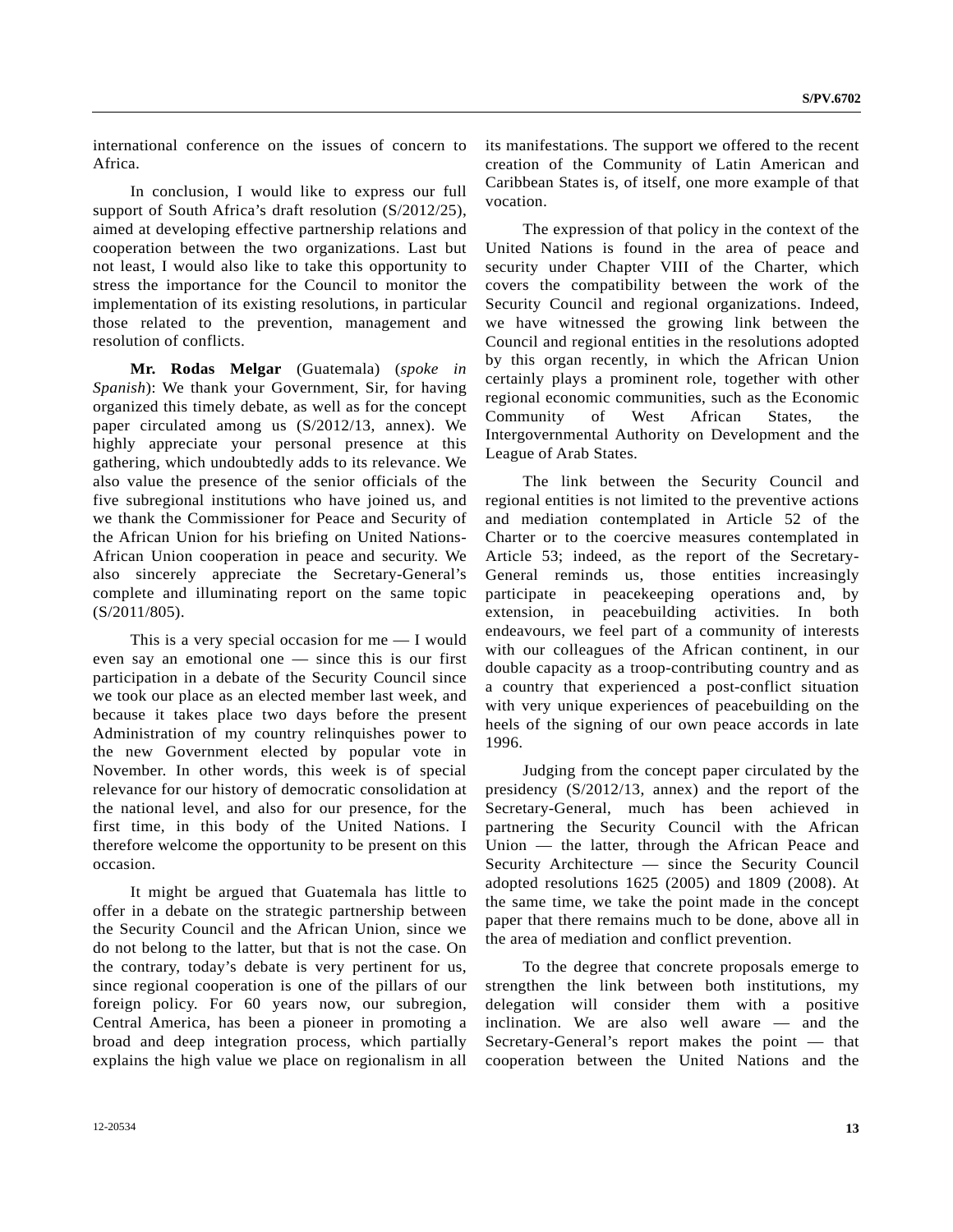international conference on the issues of concern to Africa.

In conclusion, I would like to express our full support of South Africa's draft resolution (S/2012/25), aimed at developing effective partnership relations and cooperation between the two organizations. Last but not least, I would also like to take this opportunity to stress the importance for the Council to monitor the implementation of its existing resolutions, in particular those related to the prevention, management and resolution of conflicts.

**Mr. Rodas Melgar** (Guatemala) (*spoke in Spanish*): We thank your Government, Sir, for having organized this timely debate, as well as for the concept paper circulated among us (S/2012/13, annex). We highly appreciate your personal presence at this gathering, which undoubtedly adds to its relevance. We also value the presence of the senior officials of the five subregional institutions who have joined us, and we thank the Commissioner for Peace and Security of the African Union for his briefing on United Nations-African Union cooperation in peace and security. We also sincerely appreciate the Secretary-General's complete and illuminating report on the same topic (S/2011/805).

This is a very special occasion for me — I would even say an emotional one — since this is our first participation in a debate of the Security Council since we took our place as an elected member last week, and because it takes place two days before the present Administration of my country relinquishes power to the new Government elected by popular vote in November. In other words, this week is of special relevance for our history of democratic consolidation at the national level, and also for our presence, for the first time, in this body of the United Nations. I therefore welcome the opportunity to be present on this occasion.

It might be argued that Guatemala has little to offer in a debate on the strategic partnership between the Security Council and the African Union, since we do not belong to the latter, but that is not the case. On the contrary, today's debate is very pertinent for us, since regional cooperation is one of the pillars of our foreign policy. For 60 years now, our subregion, Central America, has been a pioneer in promoting a broad and deep integration process, which partially explains the high value we place on regionalism in all its manifestations. The support we offered to the recent creation of the Community of Latin American and Caribbean States is, of itself, one more example of that vocation.

The expression of that policy in the context of the United Nations is found in the area of peace and security under Chapter VIII of the Charter, which covers the compatibility between the work of the Security Council and regional organizations. Indeed, we have witnessed the growing link between the Council and regional entities in the resolutions adopted by this organ recently, in which the African Union certainly plays a prominent role, together with other regional economic communities, such as the Economic Community of West African States, the Intergovernmental Authority on Development and the League of Arab States.

The link between the Security Council and regional entities is not limited to the preventive actions and mediation contemplated in Article 52 of the Charter or to the coercive measures contemplated in Article 53; indeed, as the report of the Secretary-General reminds us, those entities increasingly participate in peacekeeping operations and, by extension, in peacebuilding activities. In both endeavours, we feel part of a community of interests with our colleagues of the African continent, in our double capacity as a troop-contributing country and as a country that experienced a post-conflict situation with very unique experiences of peacebuilding on the heels of the signing of our own peace accords in late 1996.

Judging from the concept paper circulated by the presidency (S/2012/13, annex) and the report of the Secretary-General, much has been achieved in partnering the Security Council with the African Union — the latter, through the African Peace and Security Architecture — since the Security Council adopted resolutions 1625 (2005) and 1809 (2008). At the same time, we take the point made in the concept paper that there remains much to be done, above all in the area of mediation and conflict prevention.

To the degree that concrete proposals emerge to strengthen the link between both institutions, my delegation will consider them with a positive inclination. We are also well aware — and the Secretary-General's report makes the point — that cooperation between the United Nations and the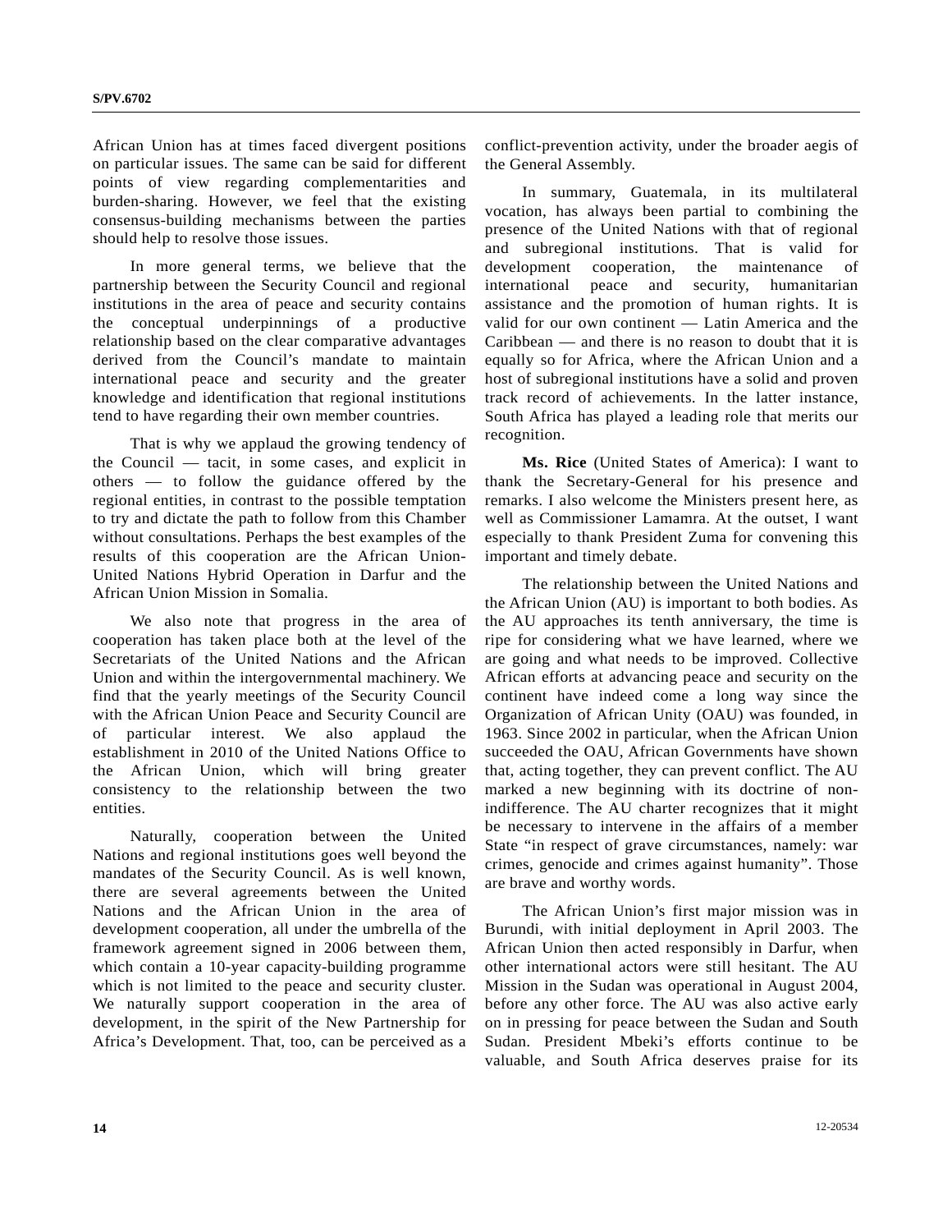African Union has at times faced divergent positions on particular issues. The same can be said for different points of view regarding complementarities and burden-sharing. However, we feel that the existing consensus-building mechanisms between the parties should help to resolve those issues.

In more general terms, we believe that the partnership between the Security Council and regional institutions in the area of peace and security contains the conceptual underpinnings of a productive relationship based on the clear comparative advantages derived from the Council's mandate to maintain international peace and security and the greater knowledge and identification that regional institutions tend to have regarding their own member countries.

That is why we applaud the growing tendency of the Council — tacit, in some cases, and explicit in others — to follow the guidance offered by the regional entities, in contrast to the possible temptation to try and dictate the path to follow from this Chamber without consultations. Perhaps the best examples of the results of this cooperation are the African Union-United Nations Hybrid Operation in Darfur and the African Union Mission in Somalia.

We also note that progress in the area of cooperation has taken place both at the level of the Secretariats of the United Nations and the African Union and within the intergovernmental machinery. We find that the yearly meetings of the Security Council with the African Union Peace and Security Council are of particular interest. We also applaud the establishment in 2010 of the United Nations Office to the African Union, which will bring greater consistency to the relationship between the two entities.

Naturally, cooperation between the United Nations and regional institutions goes well beyond the mandates of the Security Council. As is well known, there are several agreements between the United Nations and the African Union in the area of development cooperation, all under the umbrella of the framework agreement signed in 2006 between them, which contain a 10-year capacity-building programme which is not limited to the peace and security cluster. We naturally support cooperation in the area of development, in the spirit of the New Partnership for Africa's Development. That, too, can be perceived as a conflict-prevention activity, under the broader aegis of the General Assembly.

In summary, Guatemala, in its multilateral vocation, has always been partial to combining the presence of the United Nations with that of regional and subregional institutions. That is valid for development cooperation, the maintenance of international peace and security, humanitarian assistance and the promotion of human rights. It is valid for our own continent — Latin America and the Caribbean — and there is no reason to doubt that it is equally so for Africa, where the African Union and a host of subregional institutions have a solid and proven track record of achievements. In the latter instance, South Africa has played a leading role that merits our recognition.

**Ms. Rice** (United States of America): I want to thank the Secretary-General for his presence and remarks. I also welcome the Ministers present here, as well as Commissioner Lamamra. At the outset, I want especially to thank President Zuma for convening this important and timely debate.

The relationship between the United Nations and the African Union (AU) is important to both bodies. As the AU approaches its tenth anniversary, the time is ripe for considering what we have learned, where we are going and what needs to be improved. Collective African efforts at advancing peace and security on the continent have indeed come a long way since the Organization of African Unity (OAU) was founded, in 1963. Since 2002 in particular, when the African Union succeeded the OAU, African Governments have shown that, acting together, they can prevent conflict. The AU marked a new beginning with its doctrine of non-indifference. The AU charter recognizes that it might be necessary to intervene in the affairs of a member State "in respect of grave circumstances, namely: war crimes, genocide and crimes against humanity". Those are brave and worthy words.

The African Union's first major mission was in Burundi, with initial deployment in April 2003. The African Union then acted responsibly in Darfur, when other international actors were still hesitant. The AU Mission in the Sudan was operational in August 2004, before any other force. The AU was also active early on in pressing for peace between the Sudan and South Sudan. President Mbeki's efforts continue to be valuable, and South Africa deserves praise for its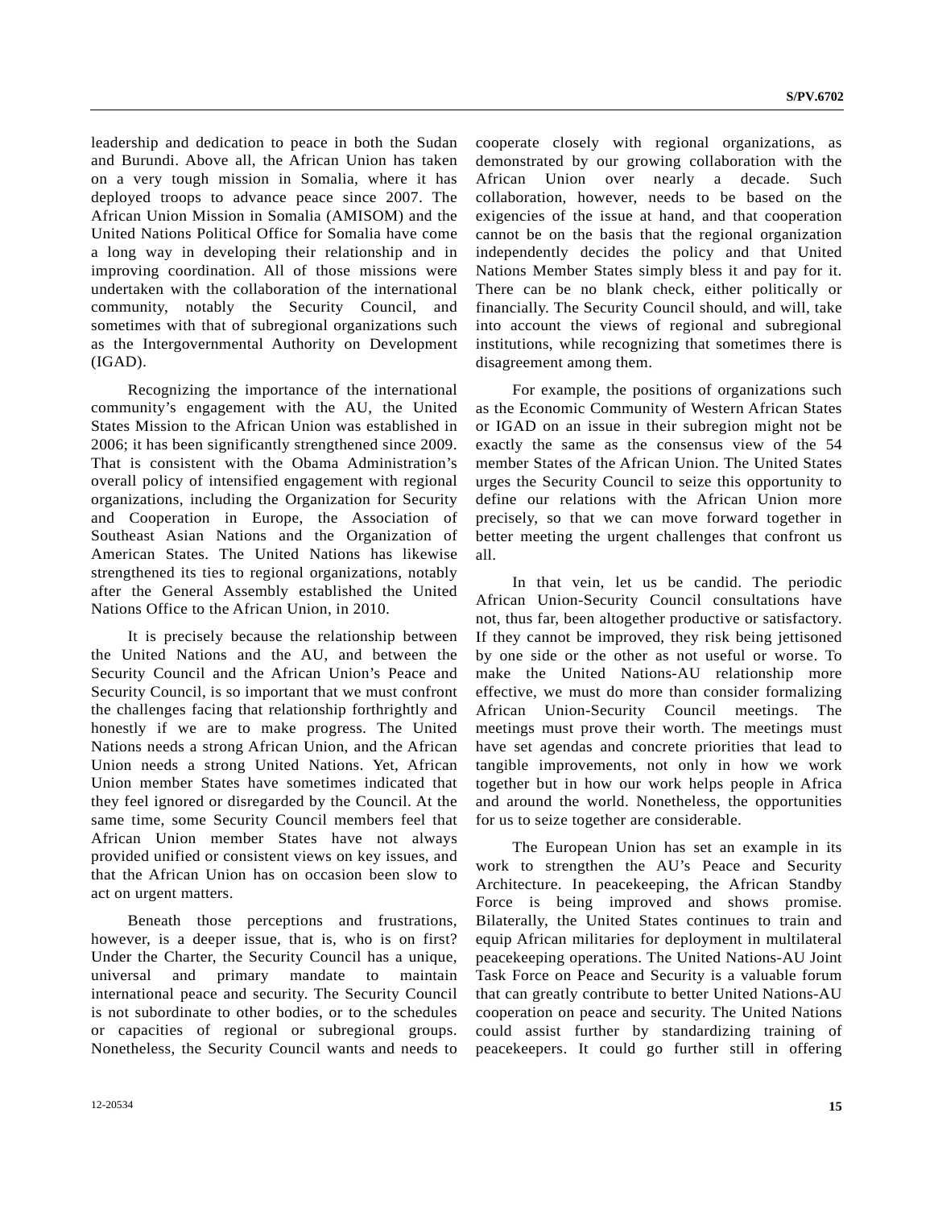leadership and dedication to peace in both the Sudan and Burundi. Above all, the African Union has taken on a very tough mission in Somalia, where it has deployed troops to advance peace since 2007. The African Union Mission in Somalia (AMISOM) and the United Nations Political Office for Somalia have come a long way in developing their relationship and in improving coordination. All of those missions were undertaken with the collaboration of the international community, notably the Security Council, and sometimes with that of subregional organizations such as the Intergovernmental Authority on Development (IGAD).

Recognizing the importance of the international community's engagement with the AU, the United States Mission to the African Union was established in 2006; it has been significantly strengthened since 2009. That is consistent with the Obama Administration's overall policy of intensified engagement with regional organizations, including the Organization for Security and Cooperation in Europe, the Association of Southeast Asian Nations and the Organization of American States. The United Nations has likewise strengthened its ties to regional organizations, notably after the General Assembly established the United Nations Office to the African Union, in 2010.

It is precisely because the relationship between the United Nations and the AU, and between the Security Council and the African Union's Peace and Security Council, is so important that we must confront the challenges facing that relationship forthrightly and honestly if we are to make progress. The United Nations needs a strong African Union, and the African Union needs a strong United Nations. Yet, African Union member States have sometimes indicated that they feel ignored or disregarded by the Council. At the same time, some Security Council members feel that African Union member States have not always provided unified or consistent views on key issues, and that the African Union has on occasion been slow to act on urgent matters.

Beneath those perceptions and frustrations, however, is a deeper issue, that is, who is on first? Under the Charter, the Security Council has a unique, universal and primary mandate to maintain international peace and security. The Security Council is not subordinate to other bodies, or to the schedules or capacities of regional or subregional groups. Nonetheless, the Security Council wants and needs to cooperate closely with regional organizations, as demonstrated by our growing collaboration with the African Union over nearly a decade. Such collaboration, however, needs to be based on the exigencies of the issue at hand, and that cooperation cannot be on the basis that the regional organization independently decides the policy and that United Nations Member States simply bless it and pay for it. There can be no blank check, either politically or financially. The Security Council should, and will, take into account the views of regional and subregional institutions, while recognizing that sometimes there is disagreement among them.

For example, the positions of organizations such as the Economic Community of Western African States or IGAD on an issue in their subregion might not be exactly the same as the consensus view of the 54 member States of the African Union. The United States urges the Security Council to seize this opportunity to define our relations with the African Union more precisely, so that we can move forward together in better meeting the urgent challenges that confront us all.

In that vein, let us be candid. The periodic African Union-Security Council consultations have not, thus far, been altogether productive or satisfactory. If they cannot be improved, they risk being jettisoned by one side or the other as not useful or worse. To make the United Nations-AU relationship more effective, we must do more than consider formalizing African Union-Security Council meetings. The meetings must prove their worth. The meetings must have set agendas and concrete priorities that lead to tangible improvements, not only in how we work together but in how our work helps people in Africa and around the world. Nonetheless, the opportunities for us to seize together are considerable.

The European Union has set an example in its work to strengthen the AU's Peace and Security Architecture. In peacekeeping, the African Standby Force is being improved and shows promise. Bilaterally, the United States continues to train and equip African militaries for deployment in multilateral peacekeeping operations. The United Nations-AU Joint Task Force on Peace and Security is a valuable forum that can greatly contribute to better United Nations-AU cooperation on peace and security. The United Nations could assist further by standardizing training of peacekeepers. It could go further still in offering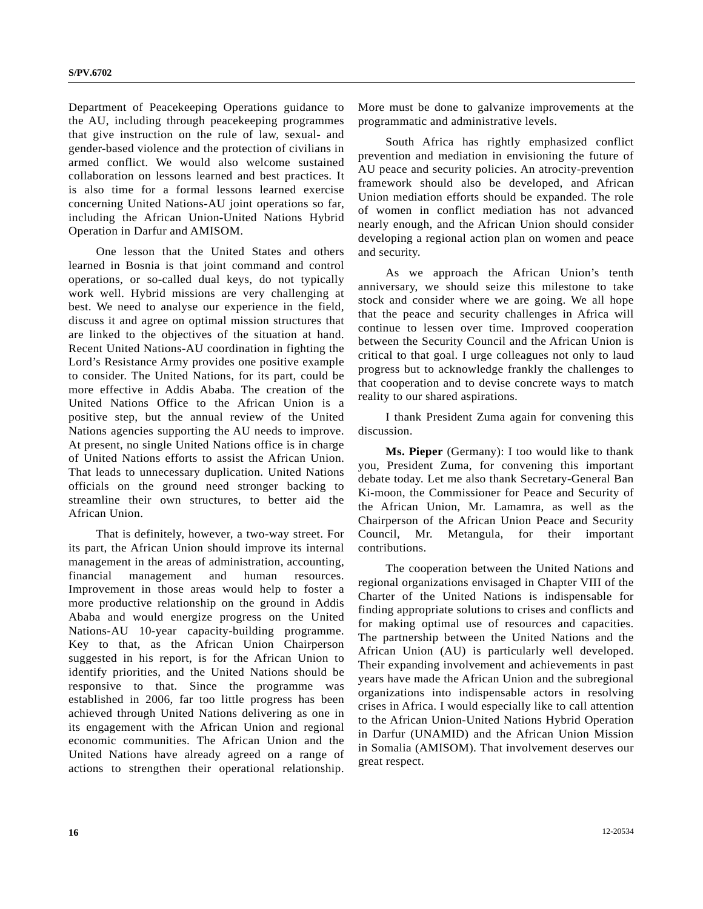Department of Peacekeeping Operations guidance to the AU, including through peacekeeping programmes that give instruction on the rule of law, sexual- and gender-based violence and the protection of civilians in armed conflict. We would also welcome sustained collaboration on lessons learned and best practices. It is also time for a formal lessons learned exercise concerning United Nations-AU joint operations so far, including the African Union-United Nations Hybrid Operation in Darfur and AMISOM.

One lesson that the United States and others learned in Bosnia is that joint command and control operations, or so-called dual keys, do not typically work well. Hybrid missions are very challenging at best. We need to analyse our experience in the field, discuss it and agree on optimal mission structures that are linked to the objectives of the situation at hand. Recent United Nations-AU coordination in fighting the Lord's Resistance Army provides one positive example to consider. The United Nations, for its part, could be more effective in Addis Ababa. The creation of the United Nations Office to the African Union is a positive step, but the annual review of the United Nations agencies supporting the AU needs to improve. At present, no single United Nations office is in charge of United Nations efforts to assist the African Union. That leads to unnecessary duplication. United Nations officials on the ground need stronger backing to streamline their own structures, to better aid the African Union.

That is definitely, however, a two-way street. For its part, the African Union should improve its internal management in the areas of administration, accounting, financial management and human resources. Improvement in those areas would help to foster a more productive relationship on the ground in Addis Ababa and would energize progress on the United Nations-AU 10-year capacity-building programme. Key to that, as the African Union Chairperson suggested in his report, is for the African Union to identify priorities, and the United Nations should be responsive to that. Since the programme was established in 2006, far too little progress has been achieved through United Nations delivering as one in its engagement with the African Union and regional economic communities. The African Union and the United Nations have already agreed on a range of actions to strengthen their operational relationship. More must be done to galvanize improvements at the programmatic and administrative levels.

South Africa has rightly emphasized conflict prevention and mediation in envisioning the future of AU peace and security policies. An atrocity-prevention framework should also be developed, and African Union mediation efforts should be expanded. The role of women in conflict mediation has not advanced nearly enough, and the African Union should consider developing a regional action plan on women and peace and security.

As we approach the African Union's tenth anniversary, we should seize this milestone to take stock and consider where we are going. We all hope that the peace and security challenges in Africa will continue to lessen over time. Improved cooperation between the Security Council and the African Union is critical to that goal. I urge colleagues not only to laud progress but to acknowledge frankly the challenges to that cooperation and to devise concrete ways to match reality to our shared aspirations.

I thank President Zuma again for convening this discussion.

**Ms. Pieper** (Germany): I too would like to thank you, President Zuma, for convening this important debate today. Let me also thank Secretary-General Ban Ki-moon, the Commissioner for Peace and Security of the African Union, Mr. Lamamra, as well as the Chairperson of the African Union Peace and Security Council, Mr. Metangula, for their important contributions.

The cooperation between the United Nations and regional organizations envisaged in Chapter VIII of the Charter of the United Nations is indispensable for finding appropriate solutions to crises and conflicts and for making optimal use of resources and capacities. The partnership between the United Nations and the African Union (AU) is particularly well developed. Their expanding involvement and achievements in past years have made the African Union and the subregional organizations into indispensable actors in resolving crises in Africa. I would especially like to call attention to the African Union-United Nations Hybrid Operation in Darfur (UNAMID) and the African Union Mission in Somalia (AMISOM). That involvement deserves our great respect.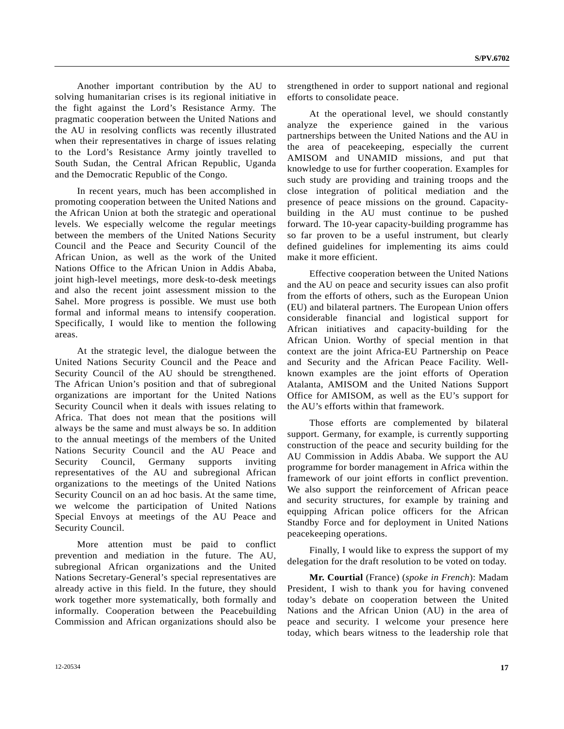Another important contribution by the AU to solving humanitarian crises is its regional initiative in the fight against the Lord's Resistance Army. The pragmatic cooperation between the United Nations and the AU in resolving conflicts was recently illustrated when their representatives in charge of issues relating to the Lord's Resistance Army jointly travelled to South Sudan, the Central African Republic, Uganda and the Democratic Republic of the Congo.

In recent years, much has been accomplished in promoting cooperation between the United Nations and the African Union at both the strategic and operational levels. We especially welcome the regular meetings between the members of the United Nations Security Council and the Peace and Security Council of the African Union, as well as the work of the United Nations Office to the African Union in Addis Ababa, joint high-level meetings, more desk-to-desk meetings and also the recent joint assessment mission to the Sahel. More progress is possible. We must use both formal and informal means to intensify cooperation. Specifically, I would like to mention the following areas.

At the strategic level, the dialogue between the United Nations Security Council and the Peace and Security Council of the AU should be strengthened. The African Union's position and that of subregional organizations are important for the United Nations Security Council when it deals with issues relating to Africa. That does not mean that the positions will always be the same and must always be so. In addition to the annual meetings of the members of the United Nations Security Council and the AU Peace and Security Council, Germany supports inviting representatives of the AU and subregional African organizations to the meetings of the United Nations Security Council on an ad hoc basis. At the same time, we welcome the participation of United Nations Special Envoys at meetings of the AU Peace and Security Council.

More attention must be paid to conflict prevention and mediation in the future. The AU, subregional African organizations and the United Nations Secretary-General's special representatives are already active in this field. In the future, they should work together more systematically, both formally and informally. Cooperation between the Peacebuilding Commission and African organizations should also be strengthened in order to support national and regional efforts to consolidate peace.

At the operational level, we should constantly analyze the experience gained in the various partnerships between the United Nations and the AU in the area of peacekeeping, especially the current AMISOM and UNAMID missions, and put that knowledge to use for further cooperation. Examples for such study are providing and training troops and the close integration of political mediation and the presence of peace missions on the ground. Capacity-building in the AU must continue to be pushed forward. The 10-year capacity-building programme has so far proven to be a useful instrument, but clearly defined guidelines for implementing its aims could make it more efficient.

Effective cooperation between the United Nations and the AU on peace and security issues can also profit from the efforts of others, such as the European Union (EU) and bilateral partners. The European Union offers considerable financial and logistical support for African initiatives and capacity-building for the African Union. Worthy of special mention in that context are the joint Africa-EU Partnership on Peace and Security and the African Peace Facility. Well-known examples are the joint efforts of Operation Atalanta, AMISOM and the United Nations Support Office for AMISOM, as well as the EU's support for the AU's efforts within that framework.

Those efforts are complemented by bilateral support. Germany, for example, is currently supporting construction of the peace and security building for the AU Commission in Addis Ababa. We support the AU programme for border management in Africa within the framework of our joint efforts in conflict prevention. We also support the reinforcement of African peace and security structures, for example by training and equipping African police officers for the African Standby Force and for deployment in United Nations peacekeeping operations.

Finally, I would like to express the support of my delegation for the draft resolution to be voted on today.

**Mr. Courtial** (France) (*spoke in French*): Madam President, I wish to thank you for having convened today's debate on cooperation between the United Nations and the African Union (AU) in the area of peace and security. I welcome your presence here today, which bears witness to the leadership role that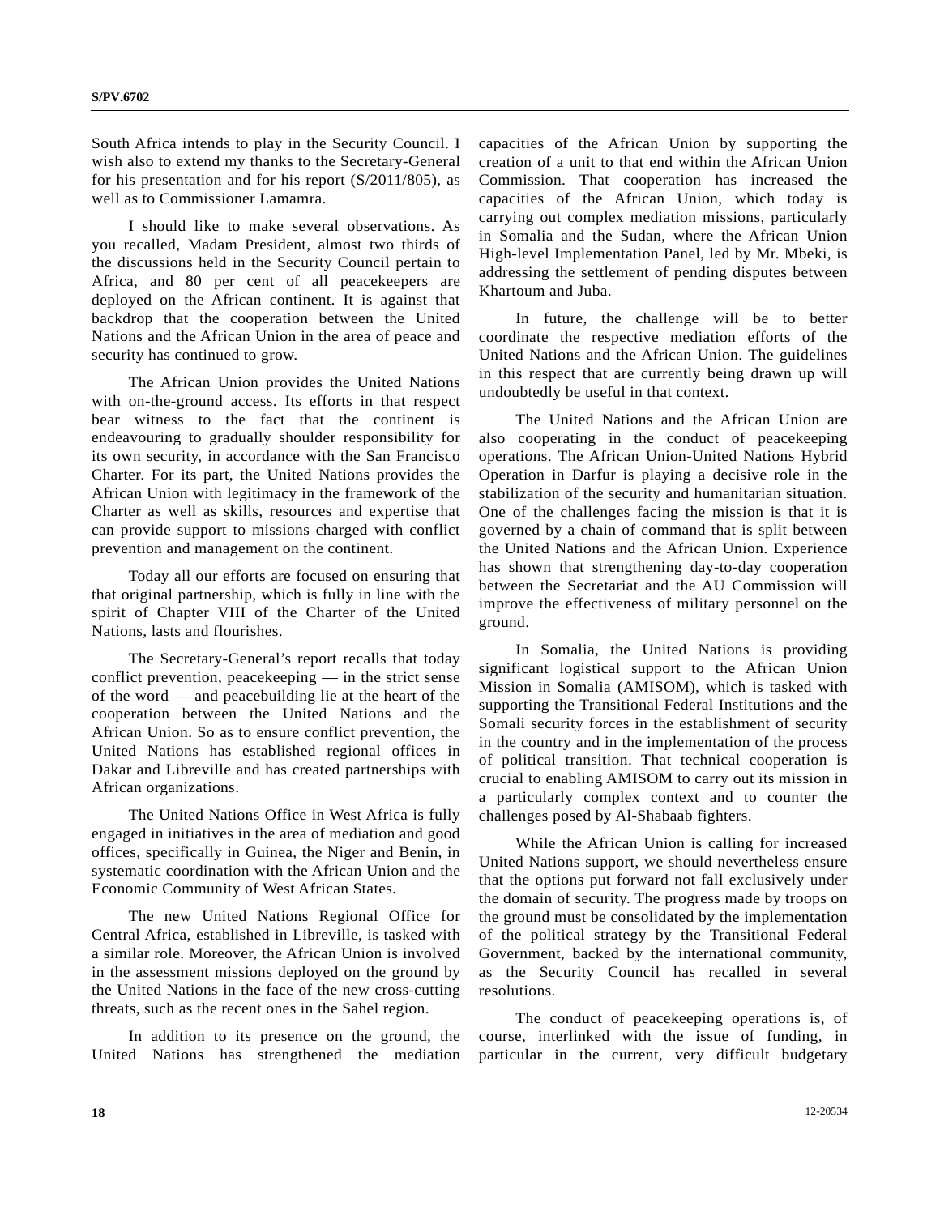South Africa intends to play in the Security Council. I wish also to extend my thanks to the Secretary-General for his presentation and for his report (S/2011/805), as well as to Commissioner Lamamra.

I should like to make several observations. As you recalled, Madam President, almost two thirds of the discussions held in the Security Council pertain to Africa, and 80 per cent of all peacekeepers are deployed on the African continent. It is against that backdrop that the cooperation between the United Nations and the African Union in the area of peace and security has continued to grow.

The African Union provides the United Nations with on-the-ground access. Its efforts in that respect bear witness to the fact that the continent is endeavouring to gradually shoulder responsibility for its own security, in accordance with the San Francisco Charter. For its part, the United Nations provides the African Union with legitimacy in the framework of the Charter as well as skills, resources and expertise that can provide support to missions charged with conflict prevention and management on the continent.

Today all our efforts are focused on ensuring that that original partnership, which is fully in line with the spirit of Chapter VIII of the Charter of the United Nations, lasts and flourishes.

The Secretary-General's report recalls that today conflict prevention, peacekeeping — in the strict sense of the word — and peacebuilding lie at the heart of the cooperation between the United Nations and the African Union. So as to ensure conflict prevention, the United Nations has established regional offices in Dakar and Libreville and has created partnerships with African organizations.

The United Nations Office in West Africa is fully engaged in initiatives in the area of mediation and good offices, specifically in Guinea, the Niger and Benin, in systematic coordination with the African Union and the Economic Community of West African States.

The new United Nations Regional Office for Central Africa, established in Libreville, is tasked with a similar role. Moreover, the African Union is involved in the assessment missions deployed on the ground by the United Nations in the face of the new cross-cutting threats, such as the recent ones in the Sahel region.

In addition to its presence on the ground, the United Nations has strengthened the mediation capacities of the African Union by supporting the creation of a unit to that end within the African Union Commission. That cooperation has increased the capacities of the African Union, which today is carrying out complex mediation missions, particularly in Somalia and the Sudan, where the African Union High-level Implementation Panel, led by Mr. Mbeki, is addressing the settlement of pending disputes between Khartoum and Juba.

In future, the challenge will be to better coordinate the respective mediation efforts of the United Nations and the African Union. The guidelines in this respect that are currently being drawn up will undoubtedly be useful in that context.

The United Nations and the African Union are also cooperating in the conduct of peacekeeping operations. The African Union-United Nations Hybrid Operation in Darfur is playing a decisive role in the stabilization of the security and humanitarian situation. One of the challenges facing the mission is that it is governed by a chain of command that is split between the United Nations and the African Union. Experience has shown that strengthening day-to-day cooperation between the Secretariat and the AU Commission will improve the effectiveness of military personnel on the ground.

In Somalia, the United Nations is providing significant logistical support to the African Union Mission in Somalia (AMISOM), which is tasked with supporting the Transitional Federal Institutions and the Somali security forces in the establishment of security in the country and in the implementation of the process of political transition. That technical cooperation is crucial to enabling AMISOM to carry out its mission in a particularly complex context and to counter the challenges posed by Al-Shabaab fighters.

While the African Union is calling for increased United Nations support, we should nevertheless ensure that the options put forward not fall exclusively under the domain of security. The progress made by troops on the ground must be consolidated by the implementation of the political strategy by the Transitional Federal Government, backed by the international community, as the Security Council has recalled in several resolutions.

The conduct of peacekeeping operations is, of course, interlinked with the issue of funding, in particular in the current, very difficult budgetary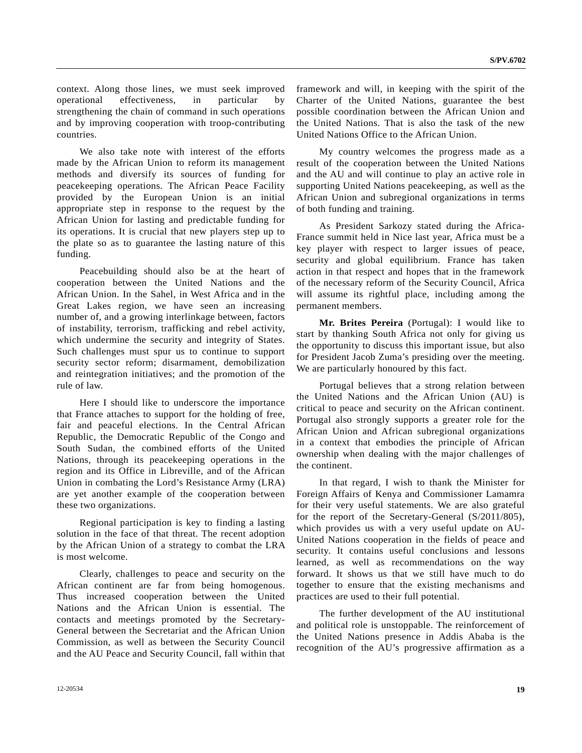context. Along those lines, we must seek improved operational effectiveness, in particular by strengthening the chain of command in such operations and by improving cooperation with troop-contributing countries.

We also take note with interest of the efforts made by the African Union to reform its management methods and diversify its sources of funding for peacekeeping operations. The African Peace Facility provided by the European Union is an initial appropriate step in response to the request by the African Union for lasting and predictable funding for its operations. It is crucial that new players step up to the plate so as to guarantee the lasting nature of this funding.

Peacebuilding should also be at the heart of cooperation between the United Nations and the African Union. In the Sahel, in West Africa and in the Great Lakes region, we have seen an increasing number of, and a growing interlinkage between, factors of instability, terrorism, trafficking and rebel activity, which undermine the security and integrity of States. Such challenges must spur us to continue to support security sector reform; disarmament, demobilization and reintegration initiatives; and the promotion of the rule of law.

Here I should like to underscore the importance that France attaches to support for the holding of free, fair and peaceful elections. In the Central African Republic, the Democratic Republic of the Congo and South Sudan, the combined efforts of the United Nations, through its peacekeeping operations in the region and its Office in Libreville, and of the African Union in combating the Lord's Resistance Army (LRA) are yet another example of the cooperation between these two organizations.

Regional participation is key to finding a lasting solution in the face of that threat. The recent adoption by the African Union of a strategy to combat the LRA is most welcome.

Clearly, challenges to peace and security on the African continent are far from being homogenous. Thus increased cooperation between the United Nations and the African Union is essential. The contacts and meetings promoted by the Secretary-General between the Secretariat and the African Union Commission, as well as between the Security Council and the AU Peace and Security Council, fall within that framework and will, in keeping with the spirit of the Charter of the United Nations, guarantee the best possible coordination between the African Union and the United Nations. That is also the task of the new United Nations Office to the African Union.

My country welcomes the progress made as a result of the cooperation between the United Nations and the AU and will continue to play an active role in supporting United Nations peacekeeping, as well as the African Union and subregional organizations in terms of both funding and training.

As President Sarkozy stated during the Africa-France summit held in Nice last year, Africa must be a key player with respect to larger issues of peace, security and global equilibrium. France has taken action in that respect and hopes that in the framework of the necessary reform of the Security Council, Africa will assume its rightful place, including among the permanent members.

**Mr. Brites Pereira** (Portugal): I would like to start by thanking South Africa not only for giving us the opportunity to discuss this important issue, but also for President Jacob Zuma's presiding over the meeting. We are particularly honoured by this fact.

Portugal believes that a strong relation between the United Nations and the African Union (AU) is critical to peace and security on the African continent. Portugal also strongly supports a greater role for the African Union and African subregional organizations in a context that embodies the principle of African ownership when dealing with the major challenges of the continent.

In that regard, I wish to thank the Minister for Foreign Affairs of Kenya and Commissioner Lamamra for their very useful statements. We are also grateful for the report of the Secretary-General (S/2011/805), which provides us with a very useful update on AU-United Nations cooperation in the fields of peace and security. It contains useful conclusions and lessons learned, as well as recommendations on the way forward. It shows us that we still have much to do together to ensure that the existing mechanisms and practices are used to their full potential.

The further development of the AU institutional and political role is unstoppable. The reinforcement of the United Nations presence in Addis Ababa is the recognition of the AU's progressive affirmation as a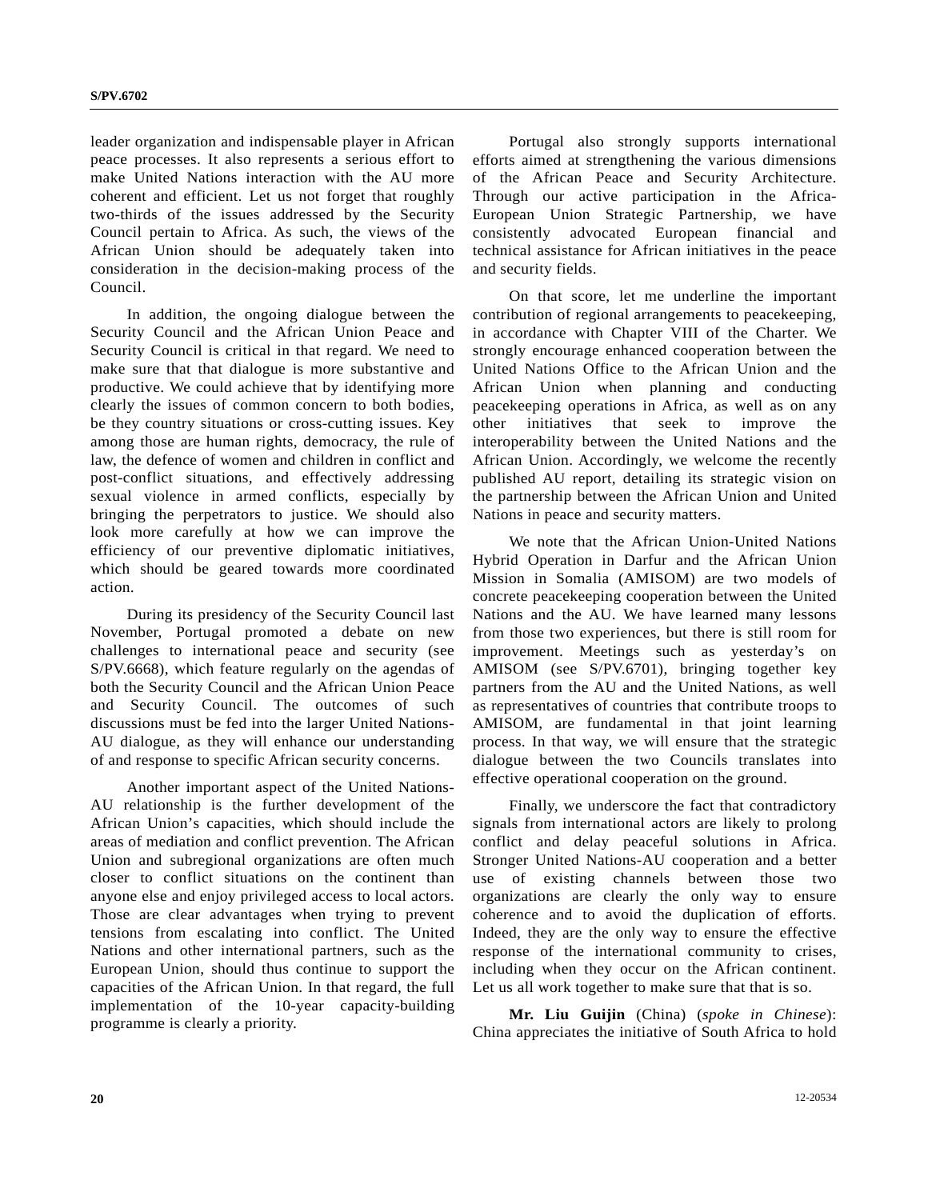leader organization and indispensable player in African peace processes. It also represents a serious effort to make United Nations interaction with the AU more coherent and efficient. Let us not forget that roughly two-thirds of the issues addressed by the Security Council pertain to Africa. As such, the views of the African Union should be adequately taken into consideration in the decision-making process of the Council.

In addition, the ongoing dialogue between the Security Council and the African Union Peace and Security Council is critical in that regard. We need to make sure that that dialogue is more substantive and productive. We could achieve that by identifying more clearly the issues of common concern to both bodies, be they country situations or cross-cutting issues. Key among those are human rights, democracy, the rule of law, the defence of women and children in conflict and post-conflict situations, and effectively addressing sexual violence in armed conflicts, especially by bringing the perpetrators to justice. We should also look more carefully at how we can improve the efficiency of our preventive diplomatic initiatives, which should be geared towards more coordinated action.

During its presidency of the Security Council last November, Portugal promoted a debate on new challenges to international peace and security (see S/PV.6668), which feature regularly on the agendas of both the Security Council and the African Union Peace and Security Council. The outcomes of such discussions must be fed into the larger United Nations-AU dialogue, as they will enhance our understanding of and response to specific African security concerns.

Another important aspect of the United Nations-AU relationship is the further development of the African Union's capacities, which should include the areas of mediation and conflict prevention. The African Union and subregional organizations are often much closer to conflict situations on the continent than anyone else and enjoy privileged access to local actors. Those are clear advantages when trying to prevent tensions from escalating into conflict. The United Nations and other international partners, such as the European Union, should thus continue to support the capacities of the African Union. In that regard, the full implementation of the 10-year capacity-building programme is clearly a priority.

Portugal also strongly supports international efforts aimed at strengthening the various dimensions of the African Peace and Security Architecture. Through our active participation in the Africa-European Union Strategic Partnership, we have consistently advocated European financial and technical assistance for African initiatives in the peace and security fields.

On that score, let me underline the important contribution of regional arrangements to peacekeeping, in accordance with Chapter VIII of the Charter. We strongly encourage enhanced cooperation between the United Nations Office to the African Union and the African Union when planning and conducting peacekeeping operations in Africa, as well as on any other initiatives that seek to improve the interoperability between the United Nations and the African Union. Accordingly, we welcome the recently published AU report, detailing its strategic vision on the partnership between the African Union and United Nations in peace and security matters.

We note that the African Union-United Nations Hybrid Operation in Darfur and the African Union Mission in Somalia (AMISOM) are two models of concrete peacekeeping cooperation between the United Nations and the AU. We have learned many lessons from those two experiences, but there is still room for improvement. Meetings such as yesterday's on AMISOM (see S/PV.6701), bringing together key partners from the AU and the United Nations, as well as representatives of countries that contribute troops to AMISOM, are fundamental in that joint learning process. In that way, we will ensure that the strategic dialogue between the two Councils translates into effective operational cooperation on the ground.

Finally, we underscore the fact that contradictory signals from international actors are likely to prolong conflict and delay peaceful solutions in Africa. Stronger United Nations-AU cooperation and a better use of existing channels between those two organizations are clearly the only way to ensure coherence and to avoid the duplication of efforts. Indeed, they are the only way to ensure the effective response of the international community to crises, including when they occur on the African continent. Let us all work together to make sure that that is so.

**Mr. Liu Guijin** (China) (*spoke in Chinese*): China appreciates the initiative of South Africa to hold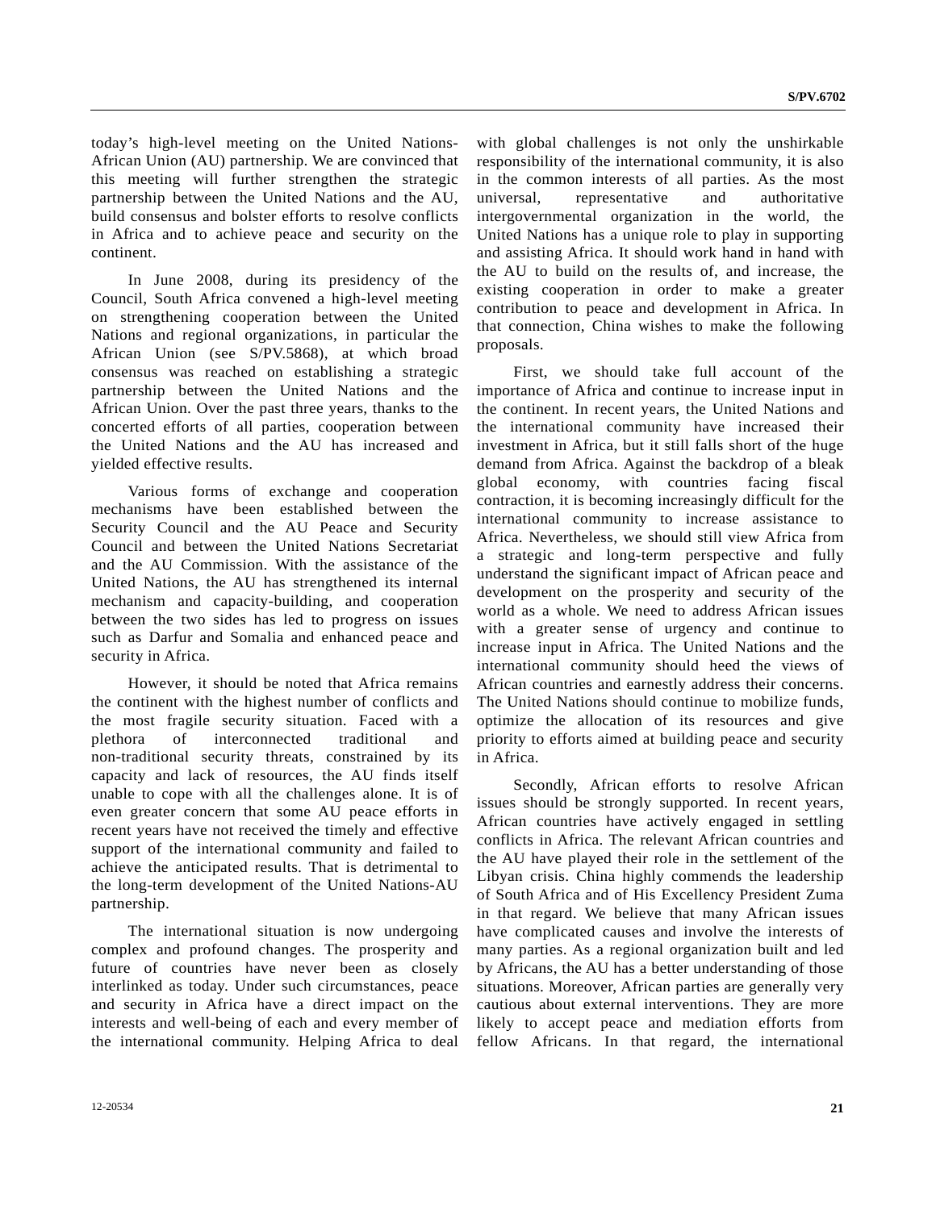today's high-level meeting on the United Nations-African Union (AU) partnership. We are convinced that this meeting will further strengthen the strategic partnership between the United Nations and the AU, build consensus and bolster efforts to resolve conflicts in Africa and to achieve peace and security on the continent.

In June 2008, during its presidency of the Council, South Africa convened a high-level meeting on strengthening cooperation between the United Nations and regional organizations, in particular the African Union (see S/PV.5868), at which broad consensus was reached on establishing a strategic partnership between the United Nations and the African Union. Over the past three years, thanks to the concerted efforts of all parties, cooperation between the United Nations and the AU has increased and yielded effective results.

Various forms of exchange and cooperation mechanisms have been established between the Security Council and the AU Peace and Security Council and between the United Nations Secretariat and the AU Commission. With the assistance of the United Nations, the AU has strengthened its internal mechanism and capacity-building, and cooperation between the two sides has led to progress on issues such as Darfur and Somalia and enhanced peace and security in Africa.

However, it should be noted that Africa remains the continent with the highest number of conflicts and the most fragile security situation. Faced with a plethora of interconnected traditional and non-traditional security threats, constrained by its capacity and lack of resources, the AU finds itself unable to cope with all the challenges alone. It is of even greater concern that some AU peace efforts in recent years have not received the timely and effective support of the international community and failed to achieve the anticipated results. That is detrimental to the long-term development of the United Nations-AU partnership.

The international situation is now undergoing complex and profound changes. The prosperity and future of countries have never been as closely interlinked as today. Under such circumstances, peace and security in Africa have a direct impact on the interests and well-being of each and every member of the international community. Helping Africa to deal with global challenges is not only the unshirkable responsibility of the international community, it is also in the common interests of all parties. As the most universal, representative and authoritative intergovernmental organization in the world, the United Nations has a unique role to play in supporting and assisting Africa. It should work hand in hand with the AU to build on the results of, and increase, the existing cooperation in order to make a greater contribution to peace and development in Africa. In that connection, China wishes to make the following proposals.

First, we should take full account of the importance of Africa and continue to increase input in the continent. In recent years, the United Nations and the international community have increased their investment in Africa, but it still falls short of the huge demand from Africa. Against the backdrop of a bleak global economy, with countries facing fiscal contraction, it is becoming increasingly difficult for the international community to increase assistance to Africa. Nevertheless, we should still view Africa from a strategic and long-term perspective and fully understand the significant impact of African peace and development on the prosperity and security of the world as a whole. We need to address African issues with a greater sense of urgency and continue to increase input in Africa. The United Nations and the international community should heed the views of African countries and earnestly address their concerns. The United Nations should continue to mobilize funds, optimize the allocation of its resources and give priority to efforts aimed at building peace and security in Africa.

Secondly, African efforts to resolve African issues should be strongly supported. In recent years, African countries have actively engaged in settling conflicts in Africa. The relevant African countries and the AU have played their role in the settlement of the Libyan crisis. China highly commends the leadership of South Africa and of His Excellency President Zuma in that regard. We believe that many African issues have complicated causes and involve the interests of many parties. As a regional organization built and led by Africans, the AU has a better understanding of those situations. Moreover, African parties are generally very cautious about external interventions. They are more likely to accept peace and mediation efforts from fellow Africans. In that regard, the international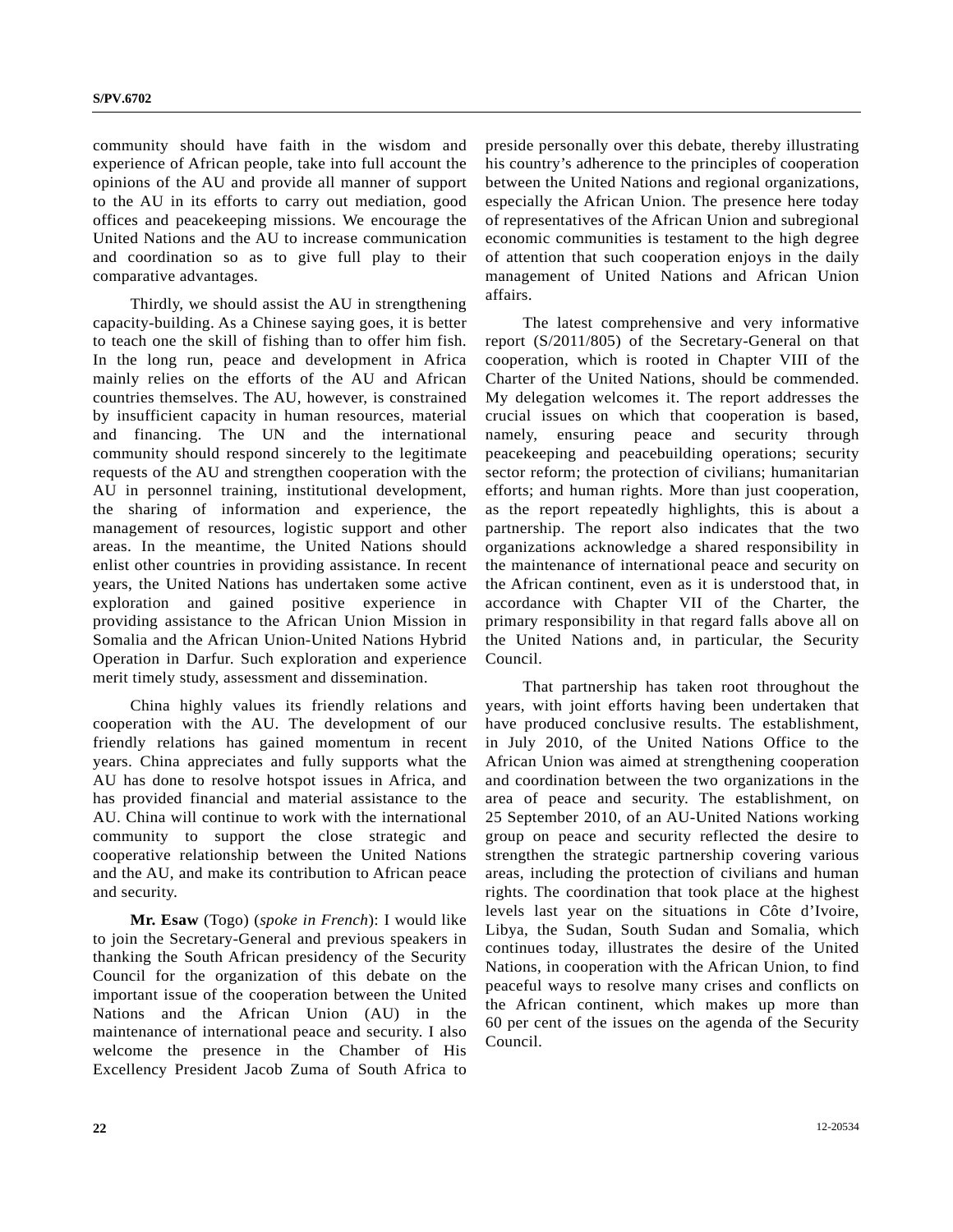community should have faith in the wisdom and experience of African people, take into full account the opinions of the AU and provide all manner of support to the AU in its efforts to carry out mediation, good offices and peacekeeping missions. We encourage the United Nations and the AU to increase communication and coordination so as to give full play to their comparative advantages.

Thirdly, we should assist the AU in strengthening capacity-building. As a Chinese saying goes, it is better to teach one the skill of fishing than to offer him fish. In the long run, peace and development in Africa mainly relies on the efforts of the AU and African countries themselves. The AU, however, is constrained by insufficient capacity in human resources, material and financing. The UN and the international community should respond sincerely to the legitimate requests of the AU and strengthen cooperation with the AU in personnel training, institutional development, the sharing of information and experience, the management of resources, logistic support and other areas. In the meantime, the United Nations should enlist other countries in providing assistance. In recent years, the United Nations has undertaken some active exploration and gained positive experience in providing assistance to the African Union Mission in Somalia and the African Union-United Nations Hybrid Operation in Darfur. Such exploration and experience merit timely study, assessment and dissemination.

China highly values its friendly relations and cooperation with the AU. The development of our friendly relations has gained momentum in recent years. China appreciates and fully supports what the AU has done to resolve hotspot issues in Africa, and has provided financial and material assistance to the AU. China will continue to work with the international community to support the close strategic and cooperative relationship between the United Nations and the AU, and make its contribution to African peace and security.

**Mr. Esaw** (Togo) (*spoke in French*): I would like to join the Secretary-General and previous speakers in thanking the South African presidency of the Security Council for the organization of this debate on the important issue of the cooperation between the United Nations and the African Union (AU) in the maintenance of international peace and security. I also welcome the presence in the Chamber of His Excellency President Jacob Zuma of South Africa to preside personally over this debate, thereby illustrating his country's adherence to the principles of cooperation between the United Nations and regional organizations, especially the African Union. The presence here today of representatives of the African Union and subregional economic communities is testament to the high degree of attention that such cooperation enjoys in the daily management of United Nations and African Union affairs.

The latest comprehensive and very informative report (S/2011/805) of the Secretary-General on that cooperation, which is rooted in Chapter VIII of the Charter of the United Nations, should be commended. My delegation welcomes it. The report addresses the crucial issues on which that cooperation is based, namely, ensuring peace and security through peacekeeping and peacebuilding operations; security sector reform; the protection of civilians; humanitarian efforts; and human rights. More than just cooperation, as the report repeatedly highlights, this is about a partnership. The report also indicates that the two organizations acknowledge a shared responsibility in the maintenance of international peace and security on the African continent, even as it is understood that, in accordance with Chapter VII of the Charter, the primary responsibility in that regard falls above all on the United Nations and, in particular, the Security Council.

That partnership has taken root throughout the years, with joint efforts having been undertaken that have produced conclusive results. The establishment, in July 2010, of the United Nations Office to the African Union was aimed at strengthening cooperation and coordination between the two organizations in the area of peace and security. The establishment, on 25 September 2010, of an AU-United Nations working group on peace and security reflected the desire to strengthen the strategic partnership covering various areas, including the protection of civilians and human rights. The coordination that took place at the highest levels last year on the situations in Côte d'Ivoire, Libya, the Sudan, South Sudan and Somalia, which continues today, illustrates the desire of the United Nations, in cooperation with the African Union, to find peaceful ways to resolve many crises and conflicts on the African continent, which makes up more than 60 per cent of the issues on the agenda of the Security Council.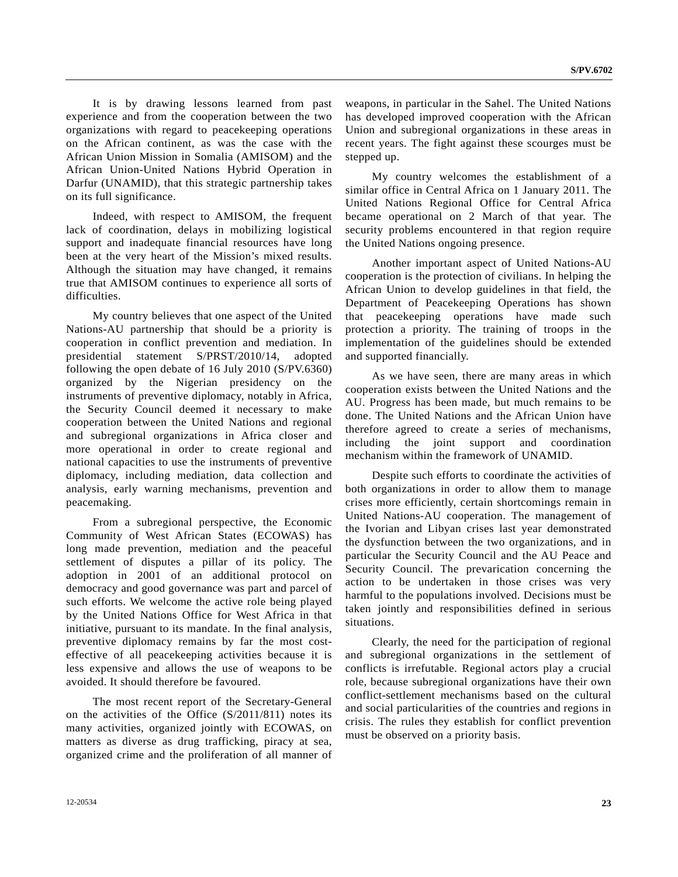It is by drawing lessons learned from past experience and from the cooperation between the two organizations with regard to peacekeeping operations on the African continent, as was the case with the African Union Mission in Somalia (AMISOM) and the African Union-United Nations Hybrid Operation in Darfur (UNAMID), that this strategic partnership takes on its full significance.

Indeed, with respect to AMISOM, the frequent lack of coordination, delays in mobilizing logistical support and inadequate financial resources have long been at the very heart of the Mission's mixed results. Although the situation may have changed, it remains true that AMISOM continues to experience all sorts of difficulties.

My country believes that one aspect of the United Nations-AU partnership that should be a priority is cooperation in conflict prevention and mediation. In presidential statement S/PRST/2010/14, adopted following the open debate of 16 July 2010 (S/PV.6360) organized by the Nigerian presidency on the instruments of preventive diplomacy, notably in Africa, the Security Council deemed it necessary to make cooperation between the United Nations and regional and subregional organizations in Africa closer and more operational in order to create regional and national capacities to use the instruments of preventive diplomacy, including mediation, data collection and analysis, early warning mechanisms, prevention and peacemaking.

From a subregional perspective, the Economic Community of West African States (ECOWAS) has long made prevention, mediation and the peaceful settlement of disputes a pillar of its policy. The adoption in 2001 of an additional protocol on democracy and good governance was part and parcel of such efforts. We welcome the active role being played by the United Nations Office for West Africa in that initiative, pursuant to its mandate. In the final analysis, preventive diplomacy remains by far the most cost-effective of all peacekeeping activities because it is less expensive and allows the use of weapons to be avoided. It should therefore be favoured.

The most recent report of the Secretary-General on the activities of the Office (S/2011/811) notes its many activities, organized jointly with ECOWAS, on matters as diverse as drug trafficking, piracy at sea, organized crime and the proliferation of all manner of weapons, in particular in the Sahel. The United Nations has developed improved cooperation with the African Union and subregional organizations in these areas in recent years. The fight against these scourges must be stepped up.

My country welcomes the establishment of a similar office in Central Africa on 1 January 2011. The United Nations Regional Office for Central Africa became operational on 2 March of that year. The security problems encountered in that region require the United Nations ongoing presence.

Another important aspect of United Nations-AU cooperation is the protection of civilians. In helping the African Union to develop guidelines in that field, the Department of Peacekeeping Operations has shown that peacekeeping operations have made such protection a priority. The training of troops in the implementation of the guidelines should be extended and supported financially.

As we have seen, there are many areas in which cooperation exists between the United Nations and the AU. Progress has been made, but much remains to be done. The United Nations and the African Union have therefore agreed to create a series of mechanisms, including the joint support and coordination mechanism within the framework of UNAMID.

Despite such efforts to coordinate the activities of both organizations in order to allow them to manage crises more efficiently, certain shortcomings remain in United Nations-AU cooperation. The management of the Ivorian and Libyan crises last year demonstrated the dysfunction between the two organizations, and in particular the Security Council and the AU Peace and Security Council. The prevarication concerning the action to be undertaken in those crises was very harmful to the populations involved. Decisions must be taken jointly and responsibilities defined in serious situations.

Clearly, the need for the participation of regional and subregional organizations in the settlement of conflicts is irrefutable. Regional actors play a crucial role, because subregional organizations have their own conflict-settlement mechanisms based on the cultural and social particularities of the countries and regions in crisis. The rules they establish for conflict prevention must be observed on a priority basis.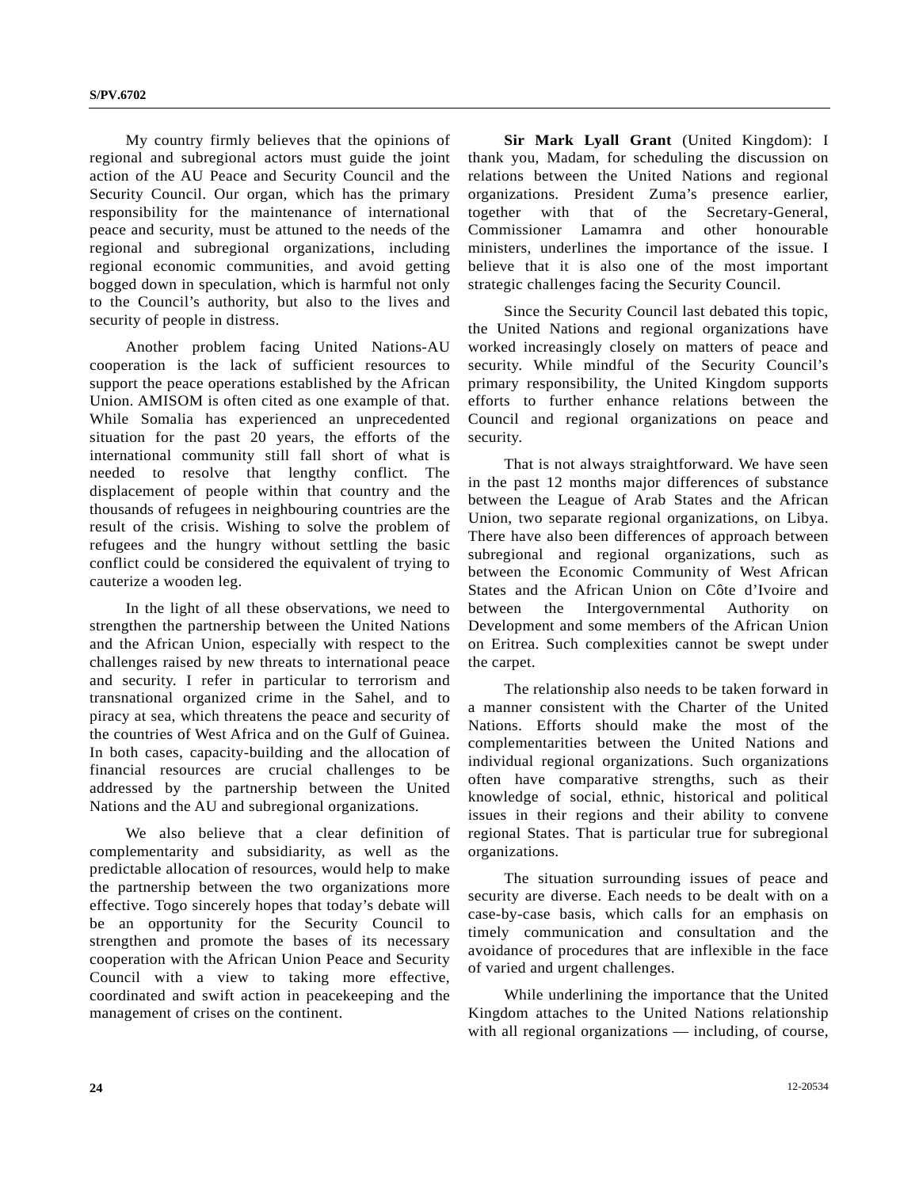My country firmly believes that the opinions of regional and subregional actors must guide the joint action of the AU Peace and Security Council and the Security Council. Our organ, which has the primary responsibility for the maintenance of international peace and security, must be attuned to the needs of the regional and subregional organizations, including regional economic communities, and avoid getting bogged down in speculation, which is harmful not only to the Council's authority, but also to the lives and security of people in distress.

Another problem facing United Nations-AU cooperation is the lack of sufficient resources to support the peace operations established by the African Union. AMISOM is often cited as one example of that. While Somalia has experienced an unprecedented situation for the past 20 years, the efforts of the international community still fall short of what is needed to resolve that lengthy conflict. The displacement of people within that country and the thousands of refugees in neighbouring countries are the result of the crisis. Wishing to solve the problem of refugees and the hungry without settling the basic conflict could be considered the equivalent of trying to cauterize a wooden leg.

In the light of all these observations, we need to strengthen the partnership between the United Nations and the African Union, especially with respect to the challenges raised by new threats to international peace and security. I refer in particular to terrorism and transnational organized crime in the Sahel, and to piracy at sea, which threatens the peace and security of the countries of West Africa and on the Gulf of Guinea. In both cases, capacity-building and the allocation of financial resources are crucial challenges to be addressed by the partnership between the United Nations and the AU and subregional organizations.

We also believe that a clear definition of complementarity and subsidiarity, as well as the predictable allocation of resources, would help to make the partnership between the two organizations more effective. Togo sincerely hopes that today's debate will be an opportunity for the Security Council to strengthen and promote the bases of its necessary cooperation with the African Union Peace and Security Council with a view to taking more effective, coordinated and swift action in peacekeeping and the management of crises on the continent.

**Sir Mark Lyall Grant** (United Kingdom): I thank you, Madam, for scheduling the discussion on relations between the United Nations and regional organizations. President Zuma's presence earlier, together with that of the Secretary-General, Commissioner Lamamra and other honourable ministers, underlines the importance of the issue. I believe that it is also one of the most important strategic challenges facing the Security Council.

Since the Security Council last debated this topic, the United Nations and regional organizations have worked increasingly closely on matters of peace and security. While mindful of the Security Council's primary responsibility, the United Kingdom supports efforts to further enhance relations between the Council and regional organizations on peace and security.

That is not always straightforward. We have seen in the past 12 months major differences of substance between the League of Arab States and the African Union, two separate regional organizations, on Libya. There have also been differences of approach between subregional and regional organizations, such as between the Economic Community of West African States and the African Union on Côte d'Ivoire and between the Intergovernmental Authority on Development and some members of the African Union on Eritrea. Such complexities cannot be swept under the carpet.

The relationship also needs to be taken forward in a manner consistent with the Charter of the United Nations. Efforts should make the most of the complementarities between the United Nations and individual regional organizations. Such organizations often have comparative strengths, such as their knowledge of social, ethnic, historical and political issues in their regions and their ability to convene regional States. That is particular true for subregional organizations.

The situation surrounding issues of peace and security are diverse. Each needs to be dealt with on a case-by-case basis, which calls for an emphasis on timely communication and consultation and the avoidance of procedures that are inflexible in the face of varied and urgent challenges.

While underlining the importance that the United Kingdom attaches to the United Nations relationship with all regional organizations — including, of course,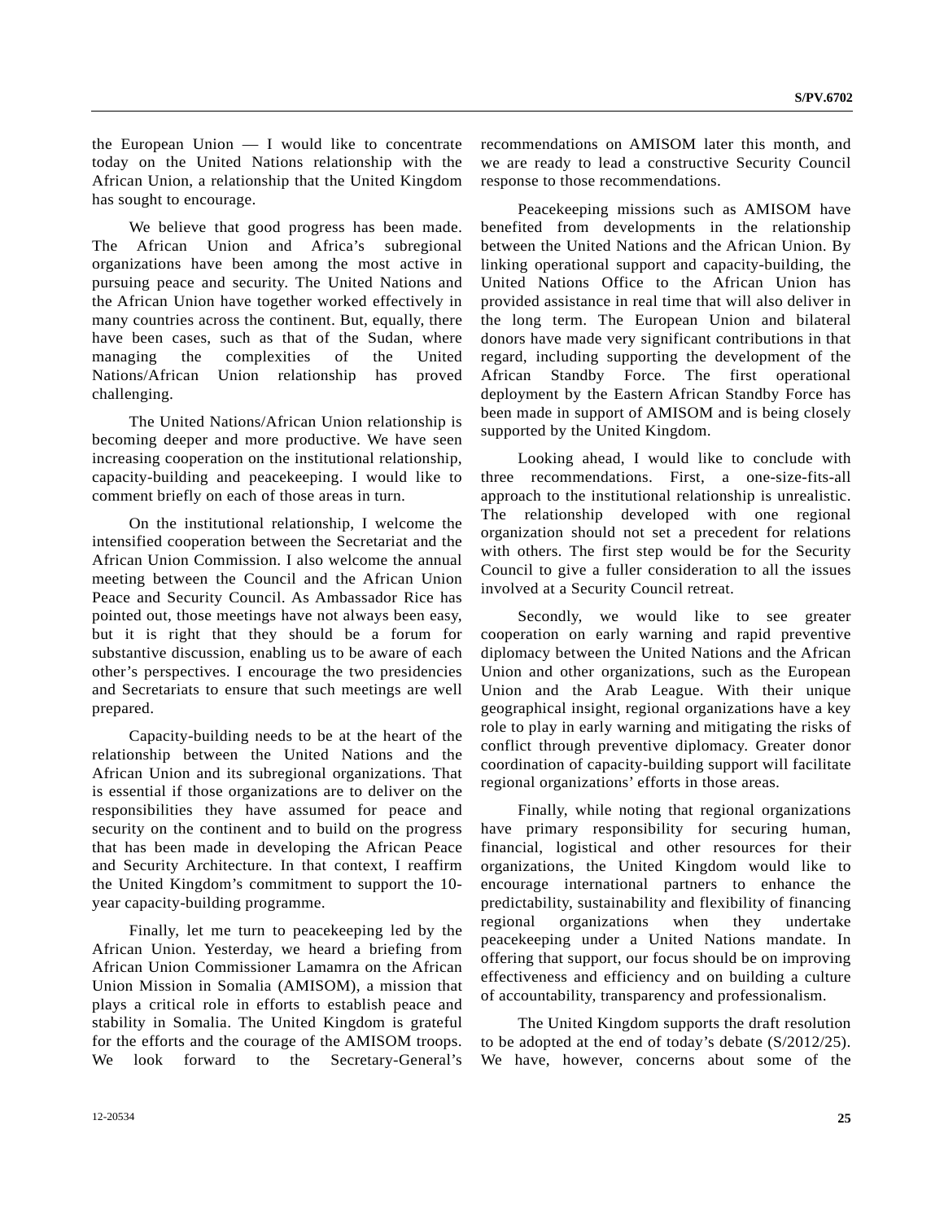the European Union — I would like to concentrate today on the United Nations relationship with the African Union, a relationship that the United Kingdom has sought to encourage.

We believe that good progress has been made. The African Union and Africa's subregional organizations have been among the most active in pursuing peace and security. The United Nations and the African Union have together worked effectively in many countries across the continent. But, equally, there have been cases, such as that of the Sudan, where managing the complexities of the United Nations/African Union relationship has proved challenging.

The United Nations/African Union relationship is becoming deeper and more productive. We have seen increasing cooperation on the institutional relationship, capacity-building and peacekeeping. I would like to comment briefly on each of those areas in turn.

On the institutional relationship, I welcome the intensified cooperation between the Secretariat and the African Union Commission. I also welcome the annual meeting between the Council and the African Union Peace and Security Council. As Ambassador Rice has pointed out, those meetings have not always been easy, but it is right that they should be a forum for substantive discussion, enabling us to be aware of each other's perspectives. I encourage the two presidencies and Secretariats to ensure that such meetings are well prepared.

Capacity-building needs to be at the heart of the relationship between the United Nations and the African Union and its subregional organizations. That is essential if those organizations are to deliver on the responsibilities they have assumed for peace and security on the continent and to build on the progress that has been made in developing the African Peace and Security Architecture. In that context, I reaffirm the United Kingdom's commitment to support the 10-year capacity-building programme.

Finally, let me turn to peacekeeping led by the African Union. Yesterday, we heard a briefing from African Union Commissioner Lamamra on the African Union Mission in Somalia (AMISOM), a mission that plays a critical role in efforts to establish peace and stability in Somalia. The United Kingdom is grateful for the efforts and the courage of the AMISOM troops. We look forward to the Secretary-General's recommendations on AMISOM later this month, and we are ready to lead a constructive Security Council response to those recommendations.

Peacekeeping missions such as AMISOM have benefited from developments in the relationship between the United Nations and the African Union. By linking operational support and capacity-building, the United Nations Office to the African Union has provided assistance in real time that will also deliver in the long term. The European Union and bilateral donors have made very significant contributions in that regard, including supporting the development of the African Standby Force. The first operational deployment by the Eastern African Standby Force has been made in support of AMISOM and is being closely supported by the United Kingdom.

Looking ahead, I would like to conclude with three recommendations. First, a one-size-fits-all approach to the institutional relationship is unrealistic. The relationship developed with one regional organization should not set a precedent for relations with others. The first step would be for the Security Council to give a fuller consideration to all the issues involved at a Security Council retreat.

Secondly, we would like to see greater cooperation on early warning and rapid preventive diplomacy between the United Nations and the African Union and other organizations, such as the European Union and the Arab League. With their unique geographical insight, regional organizations have a key role to play in early warning and mitigating the risks of conflict through preventive diplomacy. Greater donor coordination of capacity-building support will facilitate regional organizations' efforts in those areas.

Finally, while noting that regional organizations have primary responsibility for securing human, financial, logistical and other resources for their organizations, the United Kingdom would like to encourage international partners to enhance the predictability, sustainability and flexibility of financing regional organizations when they undertake peacekeeping under a United Nations mandate. In offering that support, our focus should be on improving effectiveness and efficiency and on building a culture of accountability, transparency and professionalism.

The United Kingdom supports the draft resolution to be adopted at the end of today's debate (S/2012/25). We have, however, concerns about some of the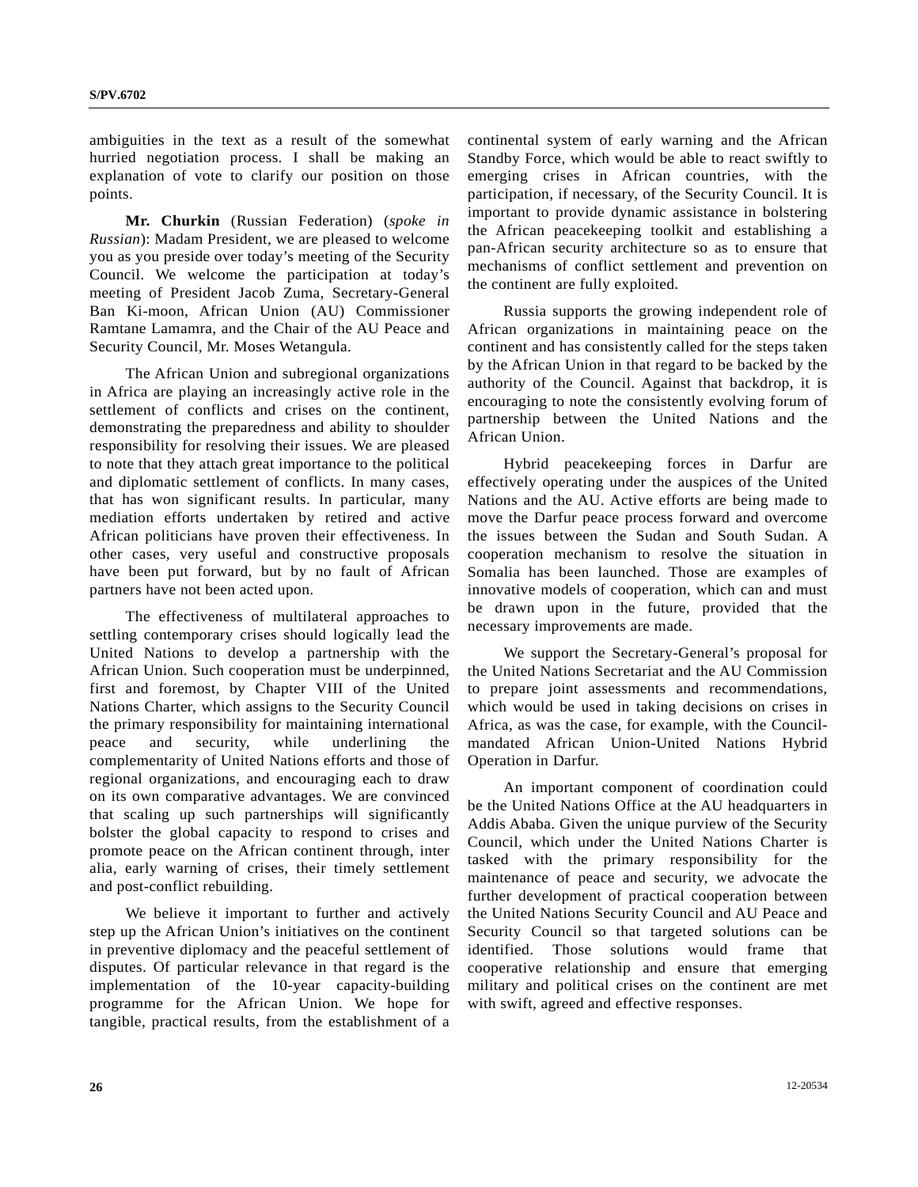ambiguities in the text as a result of the somewhat hurried negotiation process. I shall be making an explanation of vote to clarify our position on those points.

**Mr. Churkin** (Russian Federation) (*spoke in Russian*): Madam President, we are pleased to welcome you as you preside over today's meeting of the Security Council. We welcome the participation at today's meeting of President Jacob Zuma, Secretary-General Ban Ki-moon, African Union (AU) Commissioner Ramtane Lamamra, and the Chair of the AU Peace and Security Council, Mr. Moses Wetangula.

The African Union and subregional organizations in Africa are playing an increasingly active role in the settlement of conflicts and crises on the continent, demonstrating the preparedness and ability to shoulder responsibility for resolving their issues. We are pleased to note that they attach great importance to the political and diplomatic settlement of conflicts. In many cases, that has won significant results. In particular, many mediation efforts undertaken by retired and active African politicians have proven their effectiveness. In other cases, very useful and constructive proposals have been put forward, but by no fault of African partners have not been acted upon.

The effectiveness of multilateral approaches to settling contemporary crises should logically lead the United Nations to develop a partnership with the African Union. Such cooperation must be underpinned, first and foremost, by Chapter VIII of the United Nations Charter, which assigns to the Security Council the primary responsibility for maintaining international peace and security, while underlining the complementarity of United Nations efforts and those of regional organizations, and encouraging each to draw on its own comparative advantages. We are convinced that scaling up such partnerships will significantly bolster the global capacity to respond to crises and promote peace on the African continent through, inter alia, early warning of crises, their timely settlement and post-conflict rebuilding.

We believe it important to further and actively step up the African Union's initiatives on the continent in preventive diplomacy and the peaceful settlement of disputes. Of particular relevance in that regard is the implementation of the 10-year capacity-building programme for the African Union. We hope for tangible, practical results, from the establishment of a continental system of early warning and the African Standby Force, which would be able to react swiftly to emerging crises in African countries, with the participation, if necessary, of the Security Council. It is important to provide dynamic assistance in bolstering the African peacekeeping toolkit and establishing a pan-African security architecture so as to ensure that mechanisms of conflict settlement and prevention on the continent are fully exploited.

Russia supports the growing independent role of African organizations in maintaining peace on the continent and has consistently called for the steps taken by the African Union in that regard to be backed by the authority of the Council. Against that backdrop, it is encouraging to note the consistently evolving forum of partnership between the United Nations and the African Union.

Hybrid peacekeeping forces in Darfur are effectively operating under the auspices of the United Nations and the AU. Active efforts are being made to move the Darfur peace process forward and overcome the issues between the Sudan and South Sudan. A cooperation mechanism to resolve the situation in Somalia has been launched. Those are examples of innovative models of cooperation, which can and must be drawn upon in the future, provided that the necessary improvements are made.

We support the Secretary-General's proposal for the United Nations Secretariat and the AU Commission to prepare joint assessments and recommendations, which would be used in taking decisions on crises in Africa, as was the case, for example, with the Council-mandated African Union-United Nations Hybrid Operation in Darfur.

An important component of coordination could be the United Nations Office at the AU headquarters in Addis Ababa. Given the unique purview of the Security Council, which under the United Nations Charter is tasked with the primary responsibility for the maintenance of peace and security, we advocate the further development of practical cooperation between the United Nations Security Council and AU Peace and Security Council so that targeted solutions can be identified. Those solutions would frame that cooperative relationship and ensure that emerging military and political crises on the continent are met with swift, agreed and effective responses.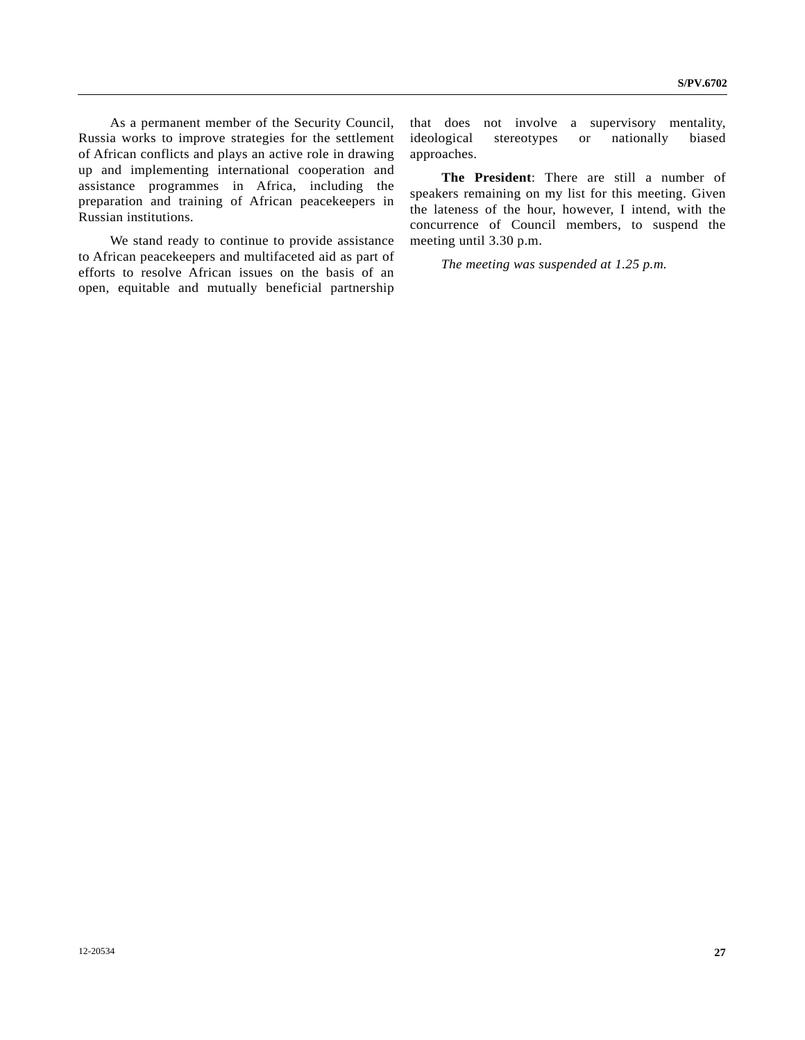As a permanent member of the Security Council, Russia works to improve strategies for the settlement of African conflicts and plays an active role in drawing up and implementing international cooperation and assistance programmes in Africa, including the preparation and training of African peacekeepers in Russian institutions.

We stand ready to continue to provide assistance to African peacekeepers and multifaceted aid as part of efforts to resolve African issues on the basis of an open, equitable and mutually beneficial partnership that does not involve a supervisory mentality, ideological stereotypes or nationally biased approaches.

**The President**: There are still a number of speakers remaining on my list for this meeting. Given the lateness of the hour, however, I intend, with the concurrence of Council members, to suspend the meeting until 3.30 p.m.

*The meeting was suspended at 1.25 p.m.*